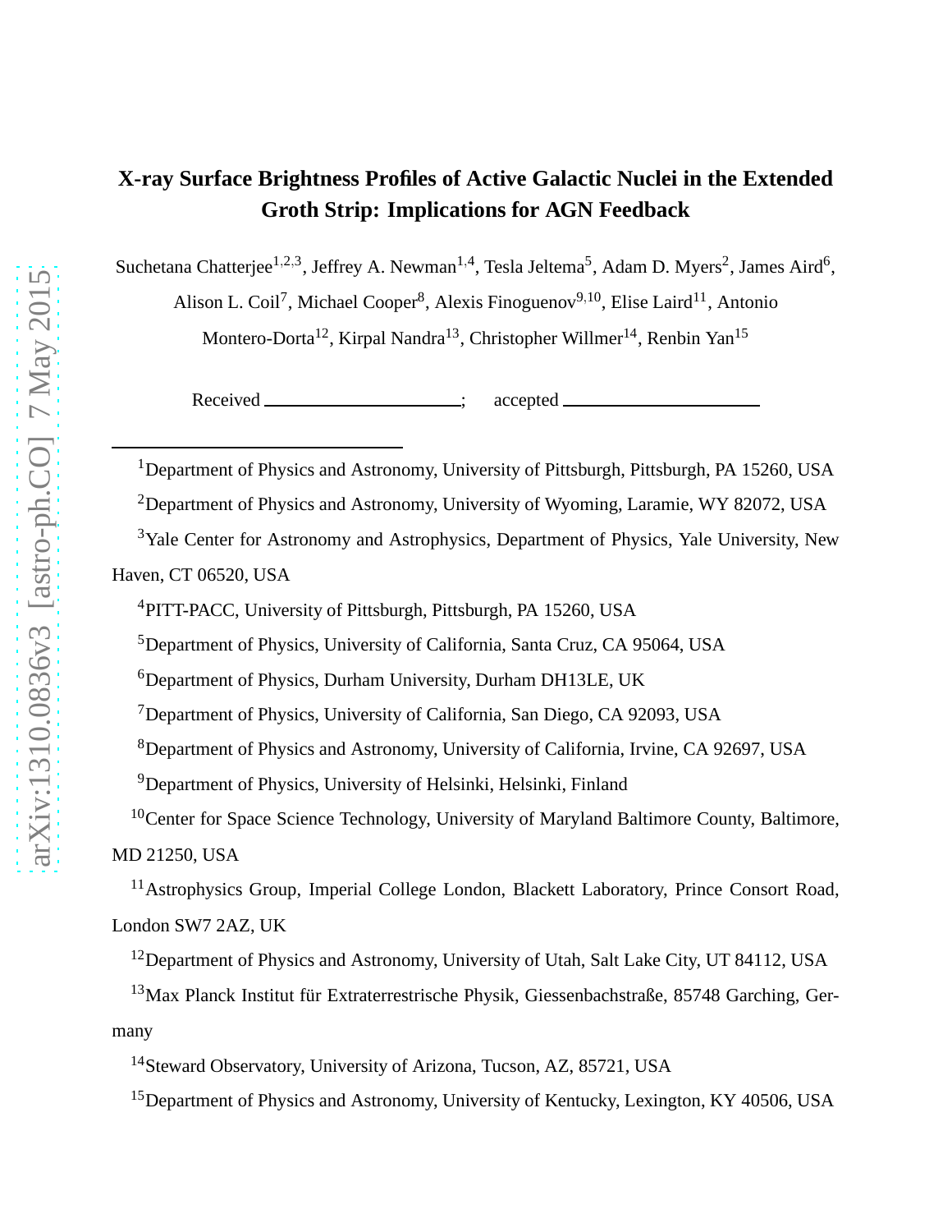# X-ray Surface Brightness Profiles of Active Galactic Nuclei in the Extended Groth Strip: Implications for AGN Feedback

Suchetana Chatterjee[1,2,3], Jeffrey A. Newman[1,4], Tesla Jeltema[5], Adam D. Myers[2], James Aird[6], Alison L. Coil[7], Michael Cooper[8], Alexis Finoguenov[9,10], Elise Laird[11], Antonio Montero-Dorta[12], Kirpal Nandra[13], Christopher Willmer[14], Renbin Yan[15]

Received ____________________; accepted ____________________

arXiv:1310.0836v3 [astro-ph.CO] 7 May 2015

---

[1]Department of Physics and Astronomy, University of Pittsburgh, Pittsburgh, PA 15260, USA

[2]Department of Physics and Astronomy, University of Wyoming, Laramie, WY 82072, USA

[3]Yale Center for Astronomy and Astrophysics, Department of Physics, Yale University, New Haven, CT 06520, USA

[4]PITT-PACC, University of Pittsburgh, Pittsburgh, PA 15260, USA

[5]Department of Physics, University of California, Santa Cruz, CA 95064, USA

[6]Department of Physics, Durham University, Durham DH13LE, UK

[7]Department of Physics, University of California, San Diego, CA 92093, USA

[8]Department of Physics and Astronomy, University of California, Irvine, CA 92697, USA

[9]Department of Physics, University of Helsinki, Helsinki, Finland

[10]Center for Space Science Technology, University of Maryland Baltimore County, Baltimore, MD 21250, USA

[11]Astrophysics Group, Imperial College London, Blackett Laboratory, Prince Consort Road, London SW7 2AZ, UK

[12]Department of Physics and Astronomy, University of Utah, Salt Lake City, UT 84112, USA

[13]Max Planck Institut für Extraterrestrische Physik, Giessenbachstraße, 85748 Garching, Germany

[14]Steward Observatory, University of Arizona, Tucson, AZ, 85721, USA

[15]Department of Physics and Astronomy, University of Kentucky, Lexington, KY 40506, USA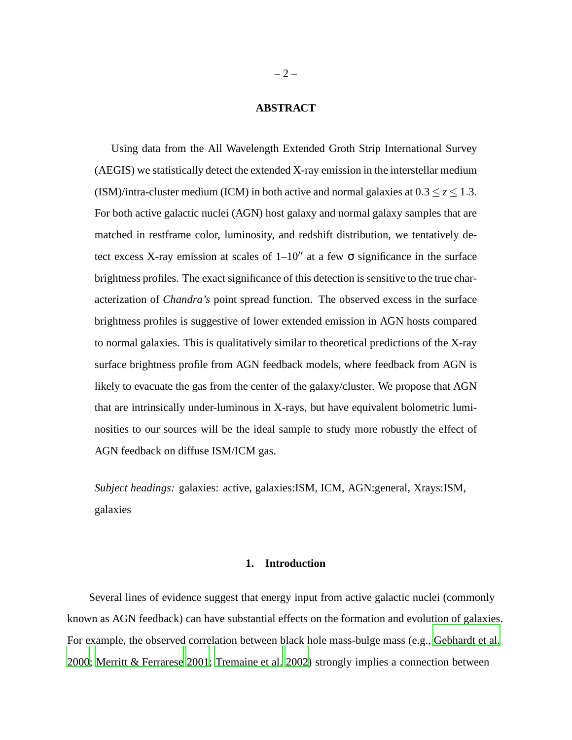## ABSTRACT

Using data from the All Wavelength Extended Groth Strip International Survey (AEGIS) we statistically detect the extended X-ray emission in the interstellar medium (ISM)/intra-cluster medium (ICM) in both active and normal galaxies at $0.3 \leq z \leq 1.3$. For both active galactic nuclei (AGN) host galaxy and normal galaxy samples that are matched in restframe color, luminosity, and redshift distribution, we tentatively detect excess X-ray emission at scales of 1–10$''$ at a few $\sigma$ significance in the surface brightness profiles. The exact significance of this detection is sensitive to the true characterization of *Chandra's* point spread function. The observed excess in the surface brightness profiles is suggestive of lower extended emission in AGN hosts compared to normal galaxies. This is qualitatively similar to theoretical predictions of the X-ray surface brightness profile from AGN feedback models, where feedback from AGN is likely to evacuate the gas from the center of the galaxy/cluster. We propose that AGN that are intrinsically under-luminous in X-rays, but have equivalent bolometric luminosities to our sources will be the ideal sample to study more robustly the effect of AGN feedback on diffuse ISM/ICM gas.

*Subject headings:* galaxies: active, galaxies:ISM, ICM, AGN:general, Xrays:ISM, galaxies

## 1. Introduction

Several lines of evidence suggest that energy input from active galactic nuclei (commonly known as AGN feedback) can have substantial effects on the formation and evolution of galaxies. For example, the observed correlation between black hole mass-bulge mass (e.g., Gebhardt et al. 2000; Merritt & Ferrarese 2001; Tremaine et al. 2002) strongly implies a connection between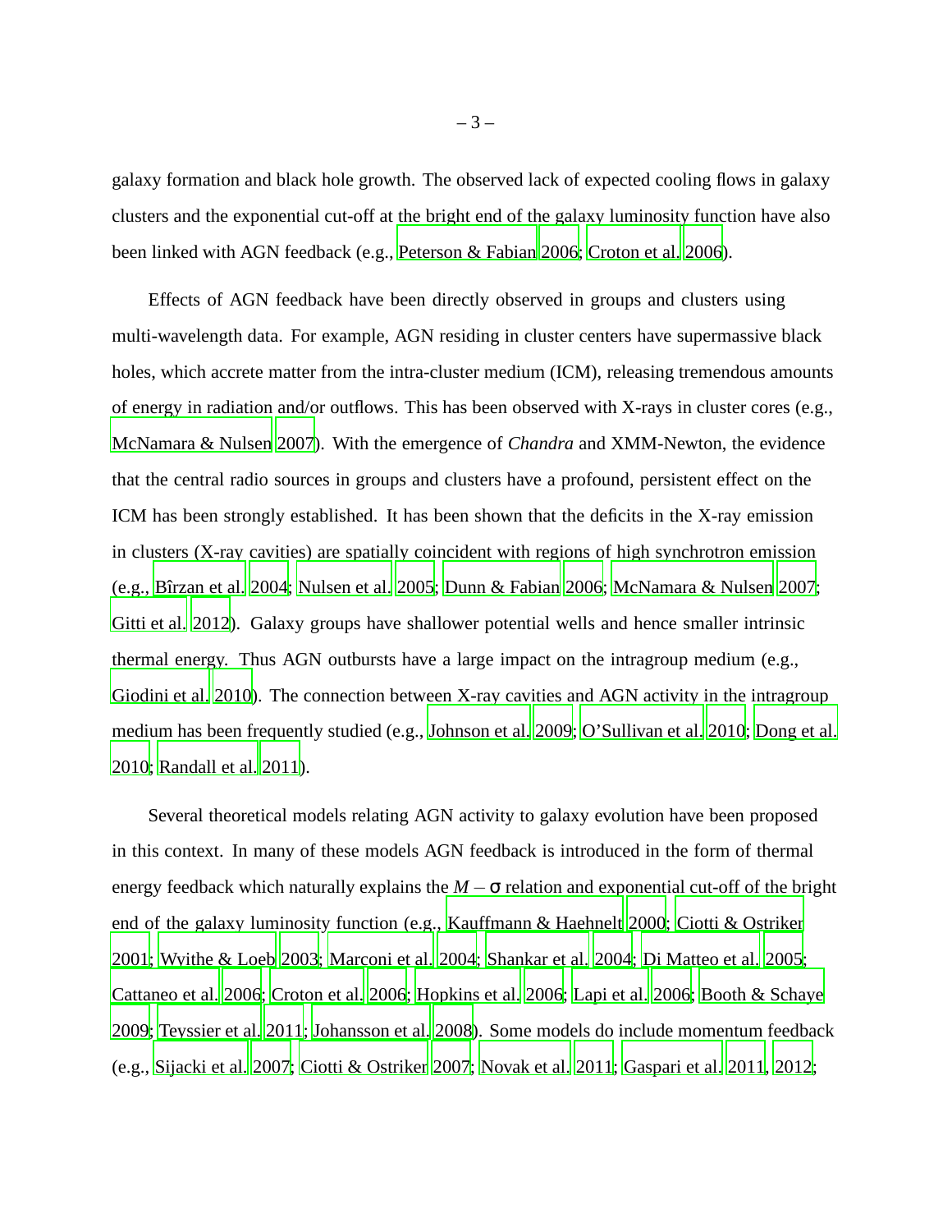galaxy formation and black hole growth. The observed lack of expected cooling flows in galaxy clusters and the exponential cut-off at the bright end of the galaxy luminosity function have also been linked with AGN feedback (e.g., Peterson & Fabian 2006; Croton et al. 2006).

Effects of AGN feedback have been directly observed in groups and clusters using multi-wavelength data. For example, AGN residing in cluster centers have supermassive black holes, which accrete matter from the intra-cluster medium (ICM), releasing tremendous amounts of energy in radiation and/or outflows. This has been observed with X-rays in cluster cores (e.g., McNamara & Nulsen 2007). With the emergence of *Chandra* and XMM-Newton, the evidence that the central radio sources in groups and clusters have a profound, persistent effect on the ICM has been strongly established. It has been shown that the deficits in the X-ray emission in clusters (X-ray cavities) are spatially coincident with regions of high synchrotron emission (e.g., Bîrzan et al. 2004; Nulsen et al. 2005; Dunn & Fabian 2006; McNamara & Nulsen 2007; Gitti et al. 2012). Galaxy groups have shallower potential wells and hence smaller intrinsic thermal energy. Thus AGN outbursts have a large impact on the intragroup medium (e.g., Giodini et al. 2010). The connection between X-ray cavities and AGN activity in the intragroup medium has been frequently studied (e.g., Johnson et al. 2009; O'Sullivan et al. 2010; Dong et al. 2010; Randall et al. 2011).

Several theoretical models relating AGN activity to galaxy evolution have been proposed in this context. In many of these models AGN feedback is introduced in the form of thermal energy feedback which naturally explains the $M-\sigma$ relation and exponential cut-off of the bright end of the galaxy luminosity function (e.g., Kauffmann & Haehnelt 2000; Ciotti & Ostriker 2001; Wyithe & Loeb 2003; Marconi et al. 2004; Shankar et al. 2004; Di Matteo et al. 2005; Cattaneo et al. 2006; Croton et al. 2006; Hopkins et al. 2006; Lapi et al. 2006; Booth & Schaye 2009; Teyssier et al. 2011; Johansson et al. 2008). Some models do include momentum feedback (e.g., Sijacki et al. 2007; Ciotti & Ostriker 2007; Novak et al. 2011; Gaspari et al. 2011, 2012;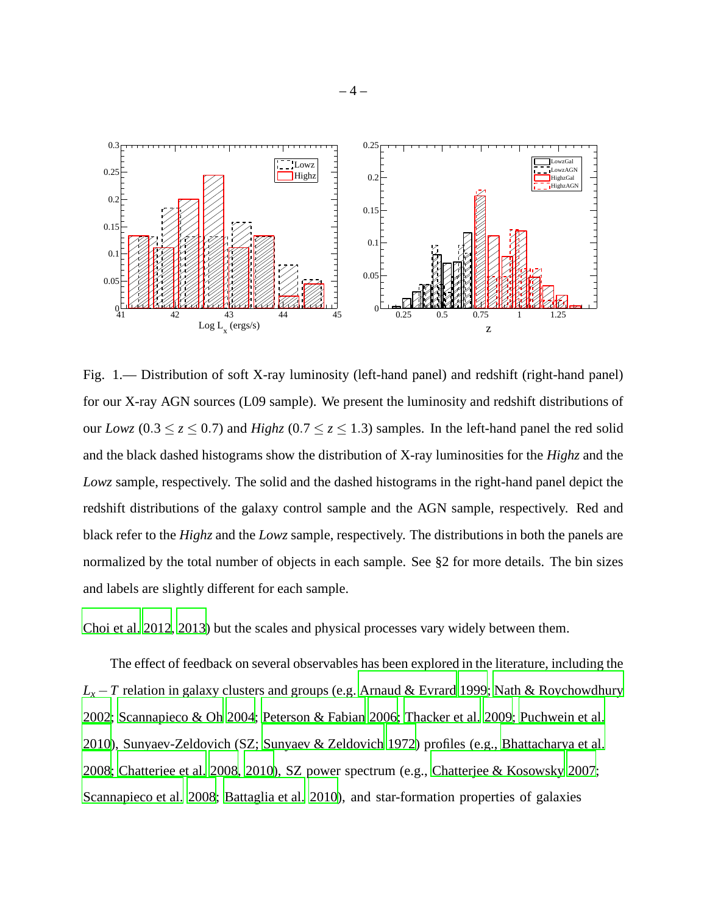0.3
0.25
0.2
0.15
0.1
0.05
0
41
42
43
44
45
Log $L_x$ (ergs/s)
Lowz
Highz

0.25
0.2
0.15
0.1
0.05
0
0.25
0.5
0.75
1
1.25
z
LowzGal
LowzAGN
HighzGal
HighzAGN

Fig. 1.— Distribution of soft X-ray luminosity (left-hand panel) and redshift (right-hand panel) for our X-ray AGN sources (L09 sample). We present the luminosity and redshift distributions of our *Lowz* ($0.3 \leq z \leq 0.7$) and *Highz* ($0.7 \leq z \leq 1.3$) samples. In the left-hand panel the red solid and the black dashed histograms show the distribution of X-ray luminosities for the *Highz* and the *Lowz* sample, respectively. The solid and the dashed histograms in the right-hand panel depict the redshift distributions of the galaxy control sample and the AGN sample, respectively. Red and black refer to the *Highz* and the *Lowz* sample, respectively. The distributions in both the panels are normalized by the total number of objects in each sample. See §2 for more details. The bin sizes and labels are slightly different for each sample.

Choi et al. 2012, 2013) but the scales and physical processes vary widely between them.

The effect of feedback on several observables has been explored in the literature, including the $L_x - T$ relation in galaxy clusters and groups (e.g. Arnaud & Evrard 1999; Nath & Roychowdhury 2002; Scannapieco & Oh 2004; Peterson & Fabian 2006; Thacker et al. 2009; Puchwein et al. 2010), Sunyaev-Zeldovich (SZ; Sunyaev & Zeldovich 1972) profiles (e.g., Bhattacharya et al. 2008; Chatterjee et al. 2008, 2010), SZ power spectrum (e.g., Chatterjee & Kosowsky 2007; Scannapieco et al. 2008; Battaglia et al. 2010), and star-formation properties of galaxies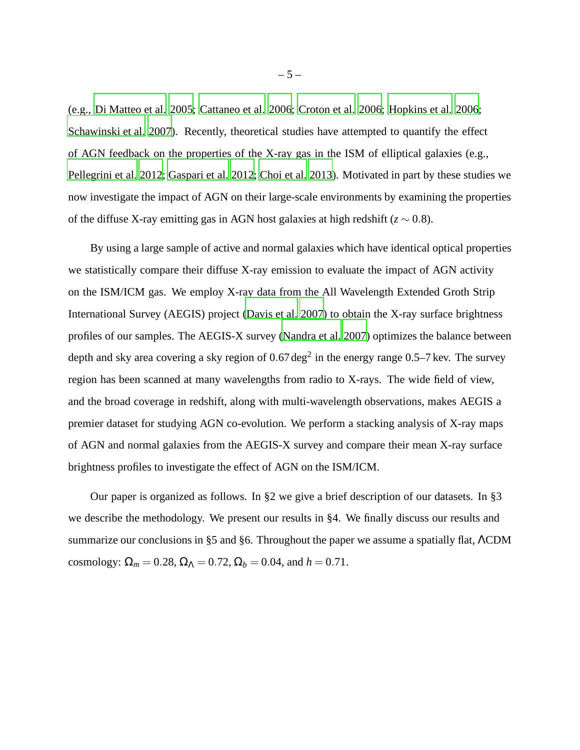(e.g., Di Matteo et al. 2005; Cattaneo et al. 2006; Croton et al. 2006; Hopkins et al. 2006; Schawinski et al. 2007). Recently, theoretical studies have attempted to quantify the effect of AGN feedback on the properties of the X-ray gas in the ISM of elliptical galaxies (e.g., Pellegrini et al. 2012; Gaspari et al. 2012; Choi et al. 2013). Motivated in part by these studies we now investigate the impact of AGN on their large-scale environments by examining the properties of the diffuse X-ray emitting gas in AGN host galaxies at high redshift ($z \sim 0.8$).

By using a large sample of active and normal galaxies which have identical optical properties we statistically compare their diffuse X-ray emission to evaluate the impact of AGN activity on the ISM/ICM gas. We employ X-ray data from the All Wavelength Extended Groth Strip International Survey (AEGIS) project (Davis et al. 2007) to obtain the X-ray surface brightness profiles of our samples. The AEGIS-X survey (Nandra et al. 2007) optimizes the balance between depth and sky area covering a sky region of $0.67\,\mathrm{deg}^2$ in the energy range 0.5–7 kev. The survey region has been scanned at many wavelengths from radio to X-rays. The wide field of view, and the broad coverage in redshift, along with multi-wavelength observations, makes AEGIS a premier dataset for studying AGN co-evolution. We perform a stacking analysis of X-ray maps of AGN and normal galaxies from the AEGIS-X survey and compare their mean X-ray surface brightness profiles to investigate the effect of AGN on the ISM/ICM.

Our paper is organized as follows. In §2 we give a brief description of our datasets. In §3 we describe the methodology. We present our results in §4. We finally discuss our results and summarize our conclusions in §5 and §6. Throughout the paper we assume a spatially flat, ΛCDM cosmology: $\Omega_m = 0.28$, $\Omega_\Lambda = 0.72$, $\Omega_b = 0.04$, and $h = 0.71$.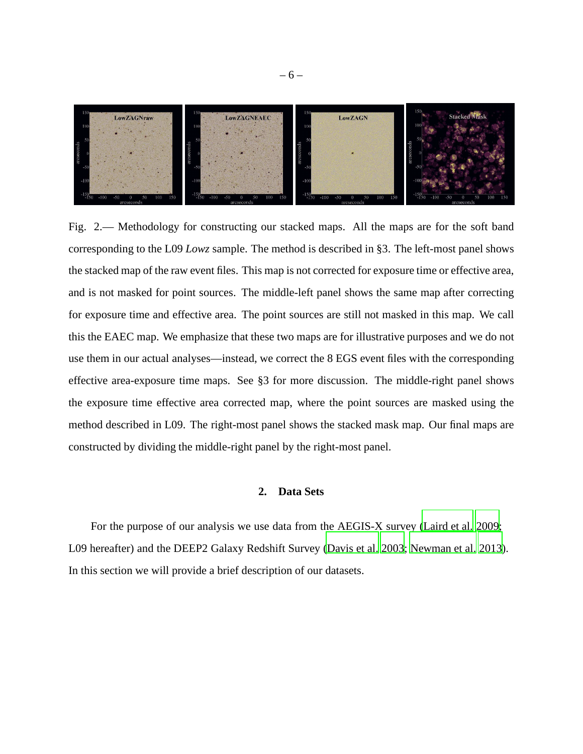LowZAGNraw

LowZAGNEAEC

LowZAGN

Stacked Mask

Fig. 2.— Methodology for constructing our stacked maps. All the maps are for the soft band corresponding to the L09 *Lowz* sample. The method is described in §3. The left-most panel shows the stacked map of the raw event files. This map is not corrected for exposure time or effective area, and is not masked for point sources. The middle-left panel shows the same map after correcting for exposure time and effective area. The point sources are still not masked in this map. We call this the EAEC map. We emphasize that these two maps are for illustrative purposes and we do not use them in our actual analyses—instead, we correct the 8 EGS event files with the corresponding effective area-exposure time maps. See §3 for more discussion. The middle-right panel shows the exposure time effective area corrected map, where the point sources are masked using the method described in L09. The right-most panel shows the stacked mask map. Our final maps are constructed by dividing the middle-right panel by the right-most panel.

## 2. Data Sets

For the purpose of our analysis we use data from the AEGIS-X survey (Laird et al. 2009; L09 hereafter) and the DEEP2 Galaxy Redshift Survey (Davis et al. 2003; Newman et al. 2013). In this section we will provide a brief description of our datasets.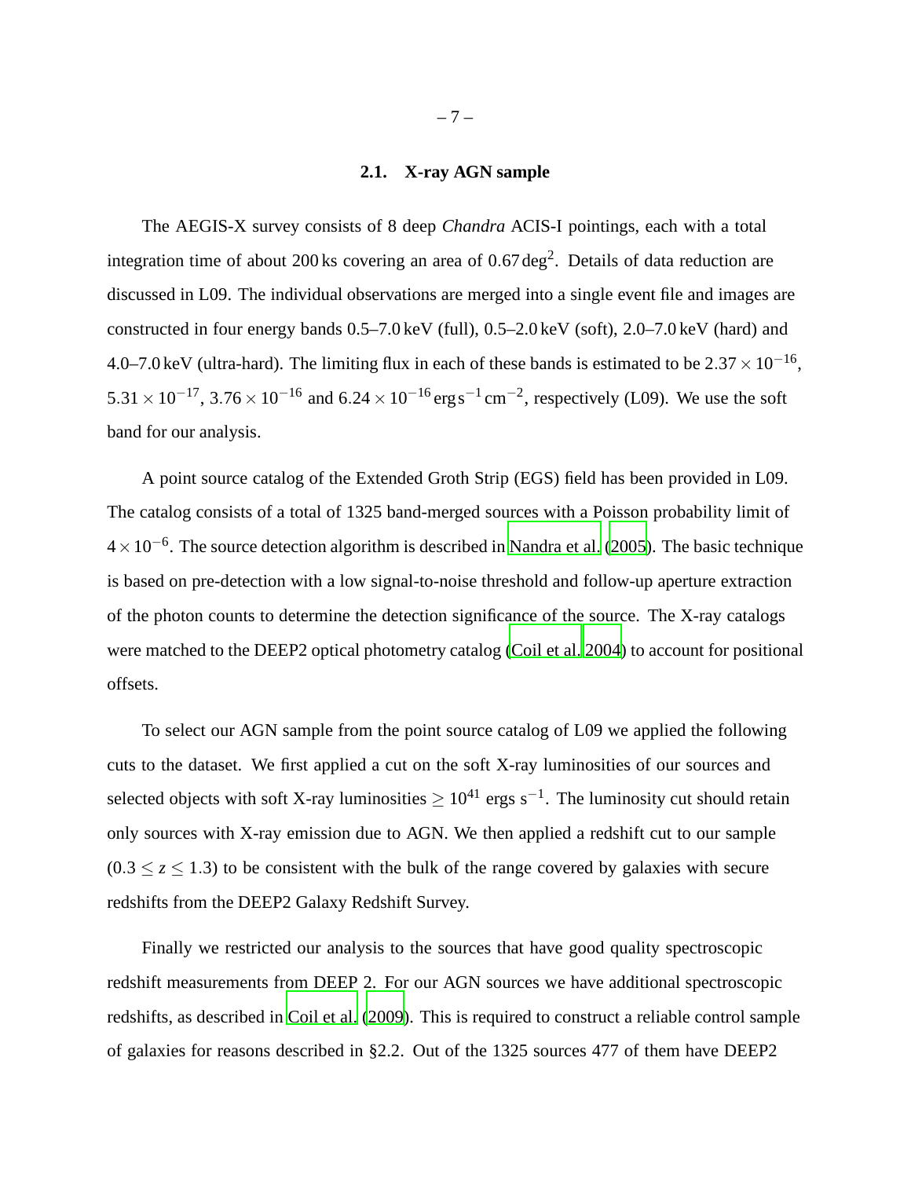### 2.1. X-ray AGN sample

The AEGIS-X survey consists of 8 deep *Chandra* ACIS-I pointings, each with a total integration time of about 200 ks covering an area of $0.67\,\mathrm{deg}^2$. Details of data reduction are discussed in L09. The individual observations are merged into a single event file and images are constructed in four energy bands 0.5–7.0 keV (full), 0.5–2.0 keV (soft), 2.0–7.0 keV (hard) and 4.0–7.0 keV (ultra-hard). The limiting flux in each of these bands is estimated to be $2.37 \times 10^{-16}$, $5.31 \times 10^{-17}$, $3.76 \times 10^{-16}$ and $6.24 \times 10^{-16}\,\mathrm{erg\,s^{-1}\,cm^{-2}}$, respectively (L09). We use the soft band for our analysis.

A point source catalog of the Extended Groth Strip (EGS) field has been provided in L09. The catalog consists of a total of 1325 band-merged sources with a Poisson probability limit of $4 \times 10^{-6}$. The source detection algorithm is described in Nandra et al. (2005). The basic technique is based on pre-detection with a low signal-to-noise threshold and follow-up aperture extraction of the photon counts to determine the detection significance of the source. The X-ray catalogs were matched to the DEEP2 optical photometry catalog (Coil et al. 2004) to account for positional offsets.

To select our AGN sample from the point source catalog of L09 we applied the following cuts to the dataset. We first applied a cut on the soft X-ray luminosities of our sources and selected objects with soft X-ray luminosities $\geq 10^{41}$ ergs s$^{-1}$. The luminosity cut should retain only sources with X-ray emission due to AGN. We then applied a redshift cut to our sample ($0.3 \leq z \leq 1.3$) to be consistent with the bulk of the range covered by galaxies with secure redshifts from the DEEP2 Galaxy Redshift Survey.

Finally we restricted our analysis to the sources that have good quality spectroscopic redshift measurements from DEEP 2. For our AGN sources we have additional spectroscopic redshifts, as described in Coil et al. (2009). This is required to construct a reliable control sample of galaxies for reasons described in §2.2. Out of the 1325 sources 477 of them have DEEP2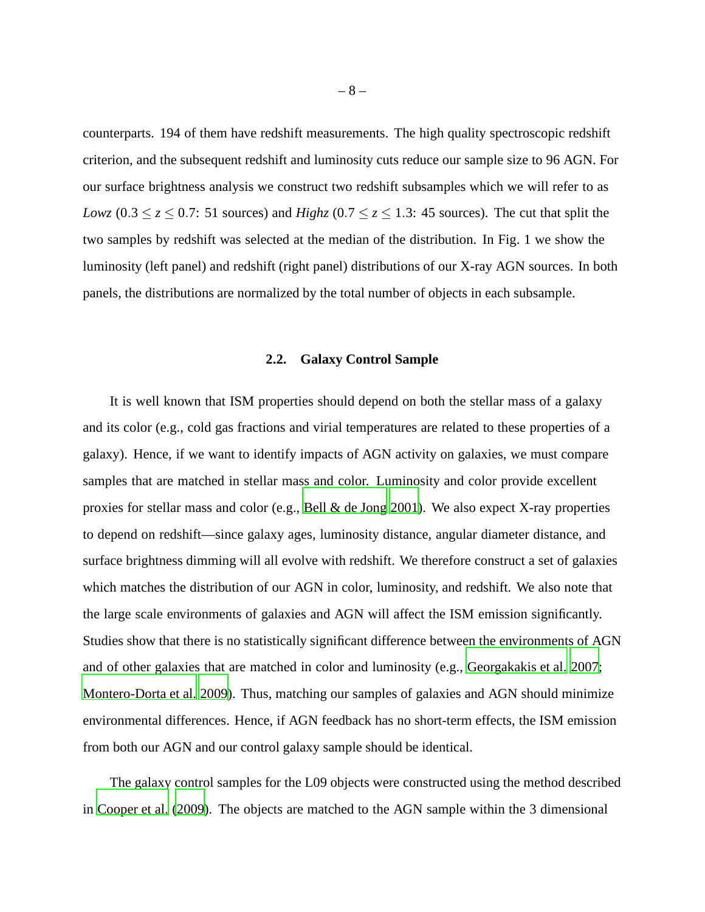counterparts. 194 of them have redshift measurements. The high quality spectroscopic redshift criterion, and the subsequent redshift and luminosity cuts reduce our sample size to 96 AGN. For our surface brightness analysis we construct two redshift subsamples which we will refer to as *Lowz* ($0.3 \leq z \leq 0.7$: 51 sources) and *Highz* ($0.7 \leq z \leq 1.3$: 45 sources). The cut that split the two samples by redshift was selected at the median of the distribution. In Fig. 1 we show the luminosity (left panel) and redshift (right panel) distributions of our X-ray AGN sources. In both panels, the distributions are normalized by the total number of objects in each subsample.

### 2.2. Galaxy Control Sample

It is well known that ISM properties should depend on both the stellar mass of a galaxy and its color (e.g., cold gas fractions and virial temperatures are related to these properties of a galaxy). Hence, if we want to identify impacts of AGN activity on galaxies, we must compare samples that are matched in stellar mass and color. Luminosity and color provide excellent proxies for stellar mass and color (e.g., Bell & de Jong 2001). We also expect X-ray properties to depend on redshift—since galaxy ages, luminosity distance, angular diameter distance, and surface brightness dimming will all evolve with redshift. We therefore construct a set of galaxies which matches the distribution of our AGN in color, luminosity, and redshift. We also note that the large scale environments of galaxies and AGN will affect the ISM emission significantly. Studies show that there is no statistically significant difference between the environments of AGN and of other galaxies that are matched in color and luminosity (e.g., Georgakakis et al. 2007; Montero-Dorta et al. 2009). Thus, matching our samples of galaxies and AGN should minimize environmental differences. Hence, if AGN feedback has no short-term effects, the ISM emission from both our AGN and our control galaxy sample should be identical.

The galaxy control samples for the L09 objects were constructed using the method described in Cooper et al. (2009). The objects are matched to the AGN sample within the 3 dimensional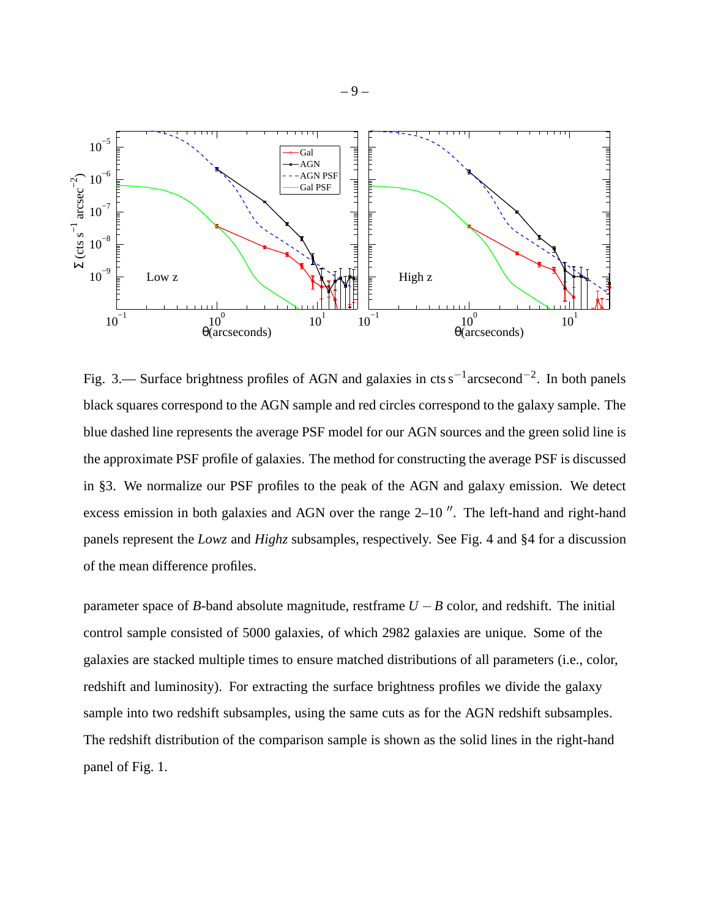Σ (cts s$^{-1}$ arcsec$^{-2}$)

$10^{-5}$
$10^{-6}$
$10^{-7}$
$10^{-8}$
$10^{-9}$

Gal
AGN
AGN PSF
Gal PSF

Low z

High z

$10^{-1}$ $10^{0}$ $10^{1}$

θ(arcseconds)

$10^{-1}$ $10^{0}$ $10^{1}$

θ(arcseconds)

Fig. 3.— Surface brightness profiles of AGN and galaxies in cts s$^{-1}$arcsecond$^{-2}$. In both panels black squares correspond to the AGN sample and red circles correspond to the galaxy sample. The blue dashed line represents the average PSF model for our AGN sources and the green solid line is the approximate PSF profile of galaxies. The method for constructing the average PSF is discussed in §3. We normalize our PSF profiles to the peak of the AGN and galaxy emission. We detect excess emission in both galaxies and AGN over the range 2–10 $''$. The left-hand and right-hand panels represent the *Lowz* and *Highz* subsamples, respectively. See Fig. 4 and §4 for a discussion of the mean difference profiles.

parameter space of *B*-band absolute magnitude, restframe $U - B$ color, and redshift. The initial control sample consisted of 5000 galaxies, of which 2982 galaxies are unique. Some of the galaxies are stacked multiple times to ensure matched distributions of all parameters (i.e., color, redshift and luminosity). For extracting the surface brightness profiles we divide the galaxy sample into two redshift subsamples, using the same cuts as for the AGN redshift subsamples. The redshift distribution of the comparison sample is shown as the solid lines in the right-hand panel of Fig. 1.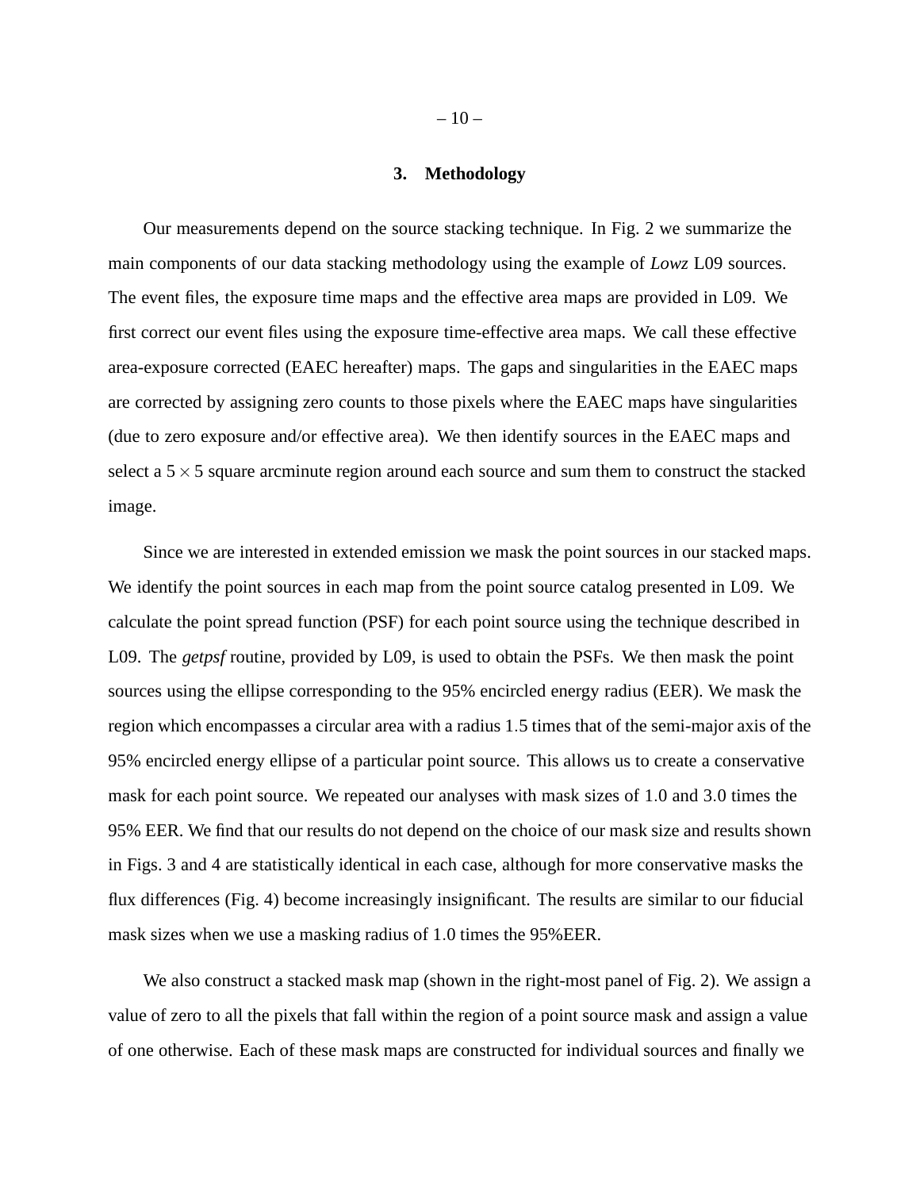## 3. Methodology

Our measurements depend on the source stacking technique. In Fig. 2 we summarize the main components of our data stacking methodology using the example of *Lowz* L09 sources. The event files, the exposure time maps and the effective area maps are provided in L09. We first correct our event files using the exposure time-effective area maps. We call these effective area-exposure corrected (EAEC hereafter) maps. The gaps and singularities in the EAEC maps are corrected by assigning zero counts to those pixels where the EAEC maps have singularities (due to zero exposure and/or effective area). We then identify sources in the EAEC maps and select a $5 \times 5$ square arcminute region around each source and sum them to construct the stacked image.

Since we are interested in extended emission we mask the point sources in our stacked maps. We identify the point sources in each map from the point source catalog presented in L09. We calculate the point spread function (PSF) for each point source using the technique described in L09. The *getpsf* routine, provided by L09, is used to obtain the PSFs. We then mask the point sources using the ellipse corresponding to the 95% encircled energy radius (EER). We mask the region which encompasses a circular area with a radius 1.5 times that of the semi-major axis of the 95% encircled energy ellipse of a particular point source. This allows us to create a conservative mask for each point source. We repeated our analyses with mask sizes of 1.0 and 3.0 times the 95% EER. We find that our results do not depend on the choice of our mask size and results shown in Figs. 3 and 4 are statistically identical in each case, although for more conservative masks the flux differences (Fig. 4) become increasingly insignificant. The results are similar to our fiducial mask sizes when we use a masking radius of 1.0 times the 95%EER.

We also construct a stacked mask map (shown in the right-most panel of Fig. 2). We assign a value of zero to all the pixels that fall within the region of a point source mask and assign a value of one otherwise. Each of these mask maps are constructed for individual sources and finally we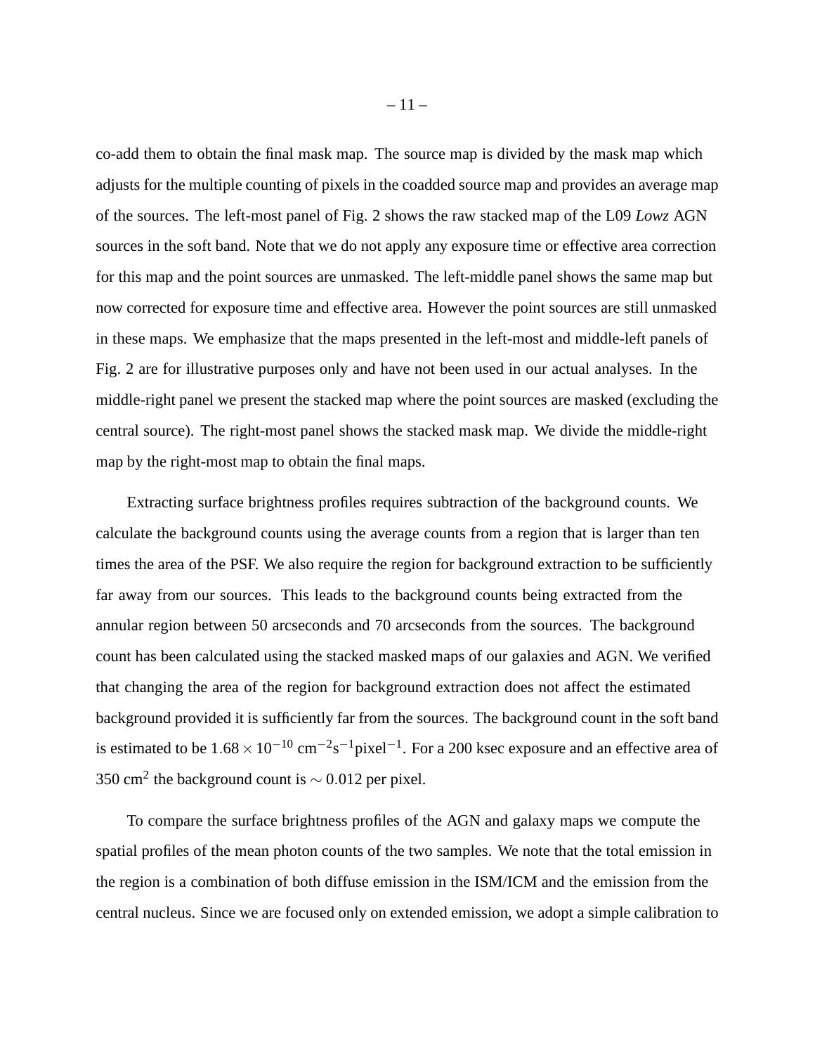co-add them to obtain the final mask map. The source map is divided by the mask map which adjusts for the multiple counting of pixels in the coadded source map and provides an average map of the sources. The left-most panel of Fig. 2 shows the raw stacked map of the L09 *Lowz* AGN sources in the soft band. Note that we do not apply any exposure time or effective area correction for this map and the point sources are unmasked. The left-middle panel shows the same map but now corrected for exposure time and effective area. However the point sources are still unmasked in these maps. We emphasize that the maps presented in the left-most and middle-left panels of Fig. 2 are for illustrative purposes only and have not been used in our actual analyses. In the middle-right panel we present the stacked map where the point sources are masked (excluding the central source). The right-most panel shows the stacked mask map. We divide the middle-right map by the right-most map to obtain the final maps.

Extracting surface brightness profiles requires subtraction of the background counts. We calculate the background counts using the average counts from a region that is larger than ten times the area of the PSF. We also require the region for background extraction to be sufficiently far away from our sources. This leads to the background counts being extracted from the annular region between 50 arcseconds and 70 arcseconds from the sources. The background count has been calculated using the stacked masked maps of our galaxies and AGN. We verified that changing the area of the region for background extraction does not affect the estimated background provided it is sufficiently far from the sources. The background count in the soft band is estimated to be $1.68 \times 10^{-10}$ cm$^{-2}$s$^{-1}$pixel$^{-1}$. For a 200 ksec exposure and an effective area of 350 cm$^{2}$ the background count is $\sim 0.012$ per pixel.

To compare the surface brightness profiles of the AGN and galaxy maps we compute the spatial profiles of the mean photon counts of the two samples. We note that the total emission in the region is a combination of both diffuse emission in the ISM/ICM and the emission from the central nucleus. Since we are focused only on extended emission, we adopt a simple calibration to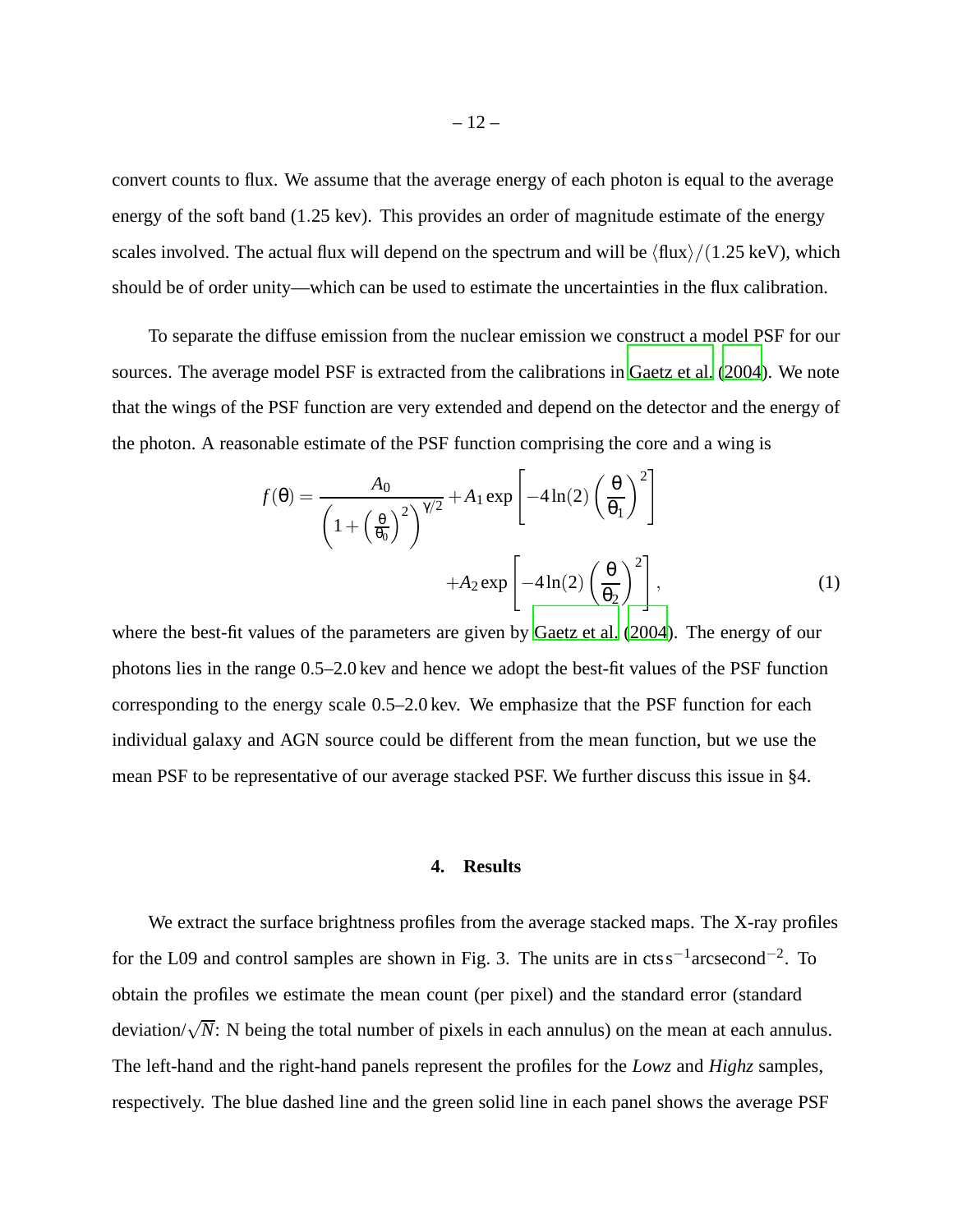convert counts to flux. We assume that the average energy of each photon is equal to the average energy of the soft band (1.25 kev). This provides an order of magnitude estimate of the energy scales involved. The actual flux will depend on the spectrum and will be $\langle \text{flux} \rangle / (1.25\,\text{keV})$, which should be of order unity—which can be used to estimate the uncertainties in the flux calibration.

To separate the diffuse emission from the nuclear emission we construct a model PSF for our sources. The average model PSF is extracted from the calibrations in Gaetz et al. (2004). We note that the wings of the PSF function are very extended and depend on the detector and the energy of the photon. A reasonable estimate of the PSF function comprising the core and a wing is

$$f(\theta) = \frac{A_0}{\left(1 + \left(\frac{\theta}{\theta_0}\right)^2\right)^{\gamma/2}} + A_1 \exp\left[-4\ln(2)\left(\frac{\theta}{\theta_1}\right)^2\right] + A_2 \exp\left[-4\ln(2)\left(\frac{\theta}{\theta_2}\right)^2\right], \tag{1}$$

where the best-fit values of the parameters are given by Gaetz et al. (2004). The energy of our photons lies in the range 0.5–2.0 kev and hence we adopt the best-fit values of the PSF function corresponding to the energy scale 0.5–2.0 kev. We emphasize that the PSF function for each individual galaxy and AGN source could be different from the mean function, but we use the mean PSF to be representative of our average stacked PSF. We further discuss this issue in §4.

## 4. Results

We extract the surface brightness profiles from the average stacked maps. The X-ray profiles for the L09 and control samples are shown in Fig. 3. The units are in cts $\text{s}^{-1}\text{arcsecond}^{-2}$. To obtain the profiles we estimate the mean count (per pixel) and the standard error (standard deviation/$\sqrt{N}$: N being the total number of pixels in each annulus) on the mean at each annulus. The left-hand and the right-hand panels represent the profiles for the *Lowz* and *Highz* samples, respectively. The blue dashed line and the green solid line in each panel shows the average PSF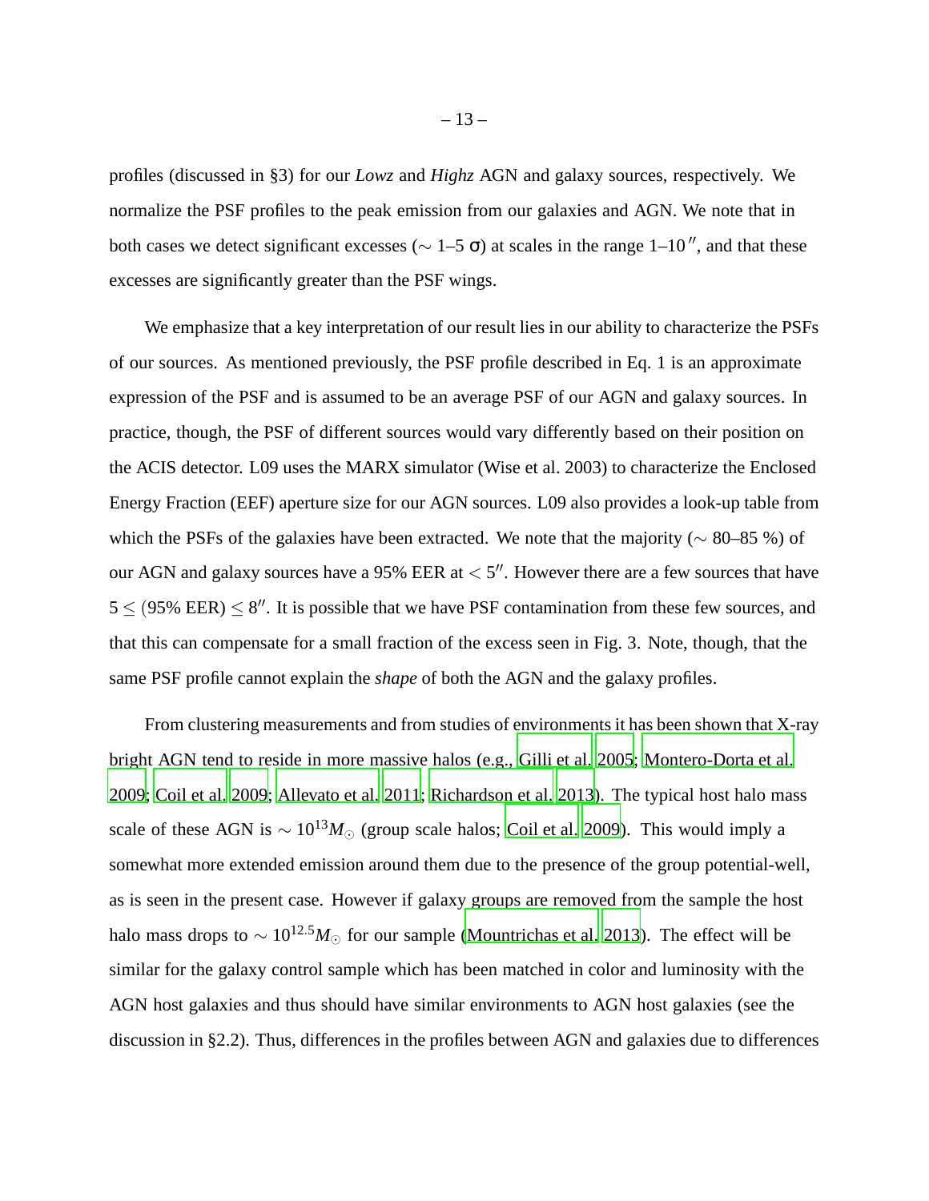profiles (discussed in §3) for our *Lowz* and *Highz* AGN and galaxy sources, respectively. We normalize the PSF profiles to the peak emission from our galaxies and AGN. We note that in both cases we detect significant excesses ($\sim$ 1–5 $\sigma$) at scales in the range 1–10$''$, and that these excesses are significantly greater than the PSF wings.

We emphasize that a key interpretation of our result lies in our ability to characterize the PSFs of our sources. As mentioned previously, the PSF profile described in Eq. 1 is an approximate expression of the PSF and is assumed to be an average PSF of our AGN and galaxy sources. In practice, though, the PSF of different sources would vary differently based on their position on the ACIS detector. L09 uses the MARX simulator (Wise et al. 2003) to characterize the Enclosed Energy Fraction (EEF) aperture size for our AGN sources. L09 also provides a look-up table from which the PSFs of the galaxies have been extracted. We note that the majority ($\sim$ 80–85 %) of our AGN and galaxy sources have a 95% EER at $< 5''$. However there are a few sources that have $5 \leq$ (95% EER) $\leq 8''$. It is possible that we have PSF contamination from these few sources, and that this can compensate for a small fraction of the excess seen in Fig. 3. Note, though, that the same PSF profile cannot explain the *shape* of both the AGN and the galaxy profiles.

From clustering measurements and from studies of environments it has been shown that X-ray bright AGN tend to reside in more massive halos (e.g., Gilli et al. 2005; Montero-Dorta et al. 2009; Coil et al. 2009; Allevato et al. 2011; Richardson et al. 2013). The typical host halo mass scale of these AGN is $\sim 10^{13} M_{\odot}$ (group scale halos; Coil et al. 2009). This would imply a somewhat more extended emission around them due to the presence of the group potential-well, as is seen in the present case. However if galaxy groups are removed from the sample the host halo mass drops to $\sim 10^{12.5} M_{\odot}$ for our sample (Mountrichas et al. 2013). The effect will be similar for the galaxy control sample which has been matched in color and luminosity with the AGN host galaxies and thus should have similar environments to AGN host galaxies (see the discussion in §2.2). Thus, differences in the profiles between AGN and galaxies due to differences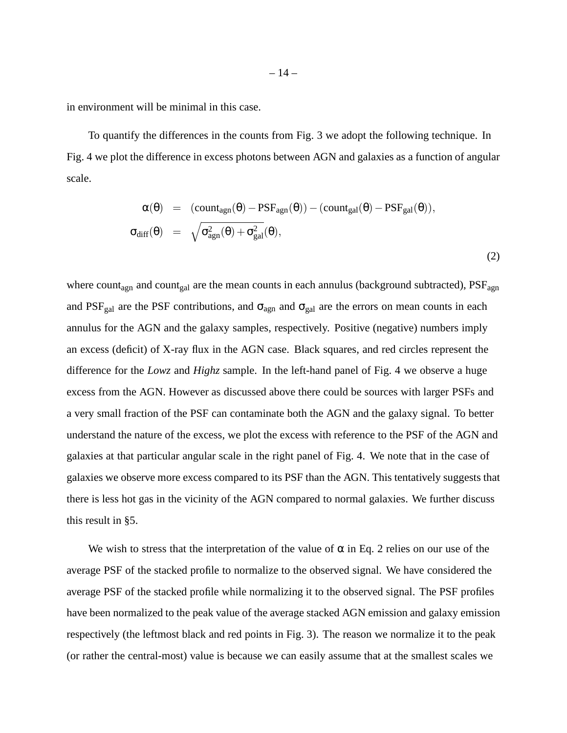in environment will be minimal in this case.

To quantify the differences in the counts from Fig. 3 we adopt the following technique. In Fig. 4 we plot the difference in excess photons between AGN and galaxies as a function of angular scale.

$$
\begin{aligned}
\alpha(\theta) &= (\mathrm{count_{agn}}(\theta) - \mathrm{PSF_{agn}}(\theta)) - (\mathrm{count_{gal}}(\theta) - \mathrm{PSF_{gal}}(\theta)), \\
\sigma_{\mathrm{diff}}(\theta) &= \sqrt{\sigma^2_{\mathrm{agn}}(\theta) + \sigma^2_{\mathrm{gal}}}(\theta),
\end{aligned}
\tag{2}
$$

where $\mathrm{count_{agn}}$ and $\mathrm{count_{gal}}$ are the mean counts in each annulus (background subtracted), $\mathrm{PSF_{agn}}$ and $\mathrm{PSF_{gal}}$ are the PSF contributions, and $\sigma_{\mathrm{agn}}$ and $\sigma_{\mathrm{gal}}$ are the errors on mean counts in each annulus for the AGN and the galaxy samples, respectively. Positive (negative) numbers imply an excess (deficit) of X-ray flux in the AGN case. Black squares, and red circles represent the difference for the *Lowz* and *Highz* sample. In the left-hand panel of Fig. 4 we observe a huge excess from the AGN. However as discussed above there could be sources with larger PSFs and a very small fraction of the PSF can contaminate both the AGN and the galaxy signal. To better understand the nature of the excess, we plot the excess with reference to the PSF of the AGN and galaxies at that particular angular scale in the right panel of Fig. 4. We note that in the case of galaxies we observe more excess compared to its PSF than the AGN. This tentatively suggests that there is less hot gas in the vicinity of the AGN compared to normal galaxies. We further discuss this result in §5.

We wish to stress that the interpretation of the value of $\alpha$ in Eq. 2 relies on our use of the average PSF of the stacked profile to normalize to the observed signal. We have considered the average PSF of the stacked profile while normalizing it to the observed signal. The PSF profiles have been normalized to the peak value of the average stacked AGN emission and galaxy emission respectively (the leftmost black and red points in Fig. 3). The reason we normalize it to the peak (or rather the central-most) value is because we can easily assume that at the smallest scales we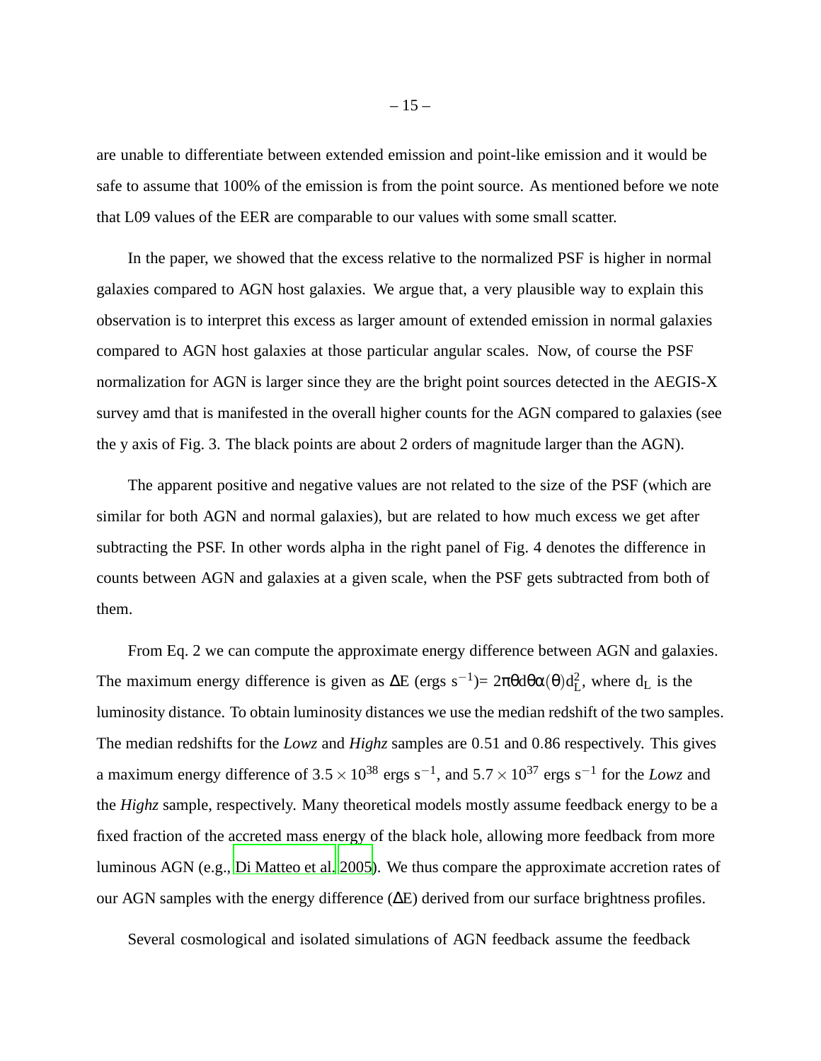are unable to differentiate between extended emission and point-like emission and it would be safe to assume that 100% of the emission is from the point source. As mentioned before we note that L09 values of the EER are comparable to our values with some small scatter.

In the paper, we showed that the excess relative to the normalized PSF is higher in normal galaxies compared to AGN host galaxies. We argue that, a very plausible way to explain this observation is to interpret this excess as larger amount of extended emission in normal galaxies compared to AGN host galaxies at those particular angular scales. Now, of course the PSF normalization for AGN is larger since they are the bright point sources detected in the AEGIS-X survey amd that is manifested in the overall higher counts for the AGN compared to galaxies (see the y axis of Fig. 3. The black points are about 2 orders of magnitude larger than the AGN).

The apparent positive and negative values are not related to the size of the PSF (which are similar for both AGN and normal galaxies), but are related to how much excess we get after subtracting the PSF. In other words alpha in the right panel of Fig. 4 denotes the difference in counts between AGN and galaxies at a given scale, when the PSF gets subtracted from both of them.

From Eq. 2 we can compute the approximate energy difference between AGN and galaxies. The maximum energy difference is given as $\Delta$E (ergs $s^{-1}$)= $2\pi\theta d\theta\alpha(\theta)d_L^2$, where $d_L$ is the luminosity distance. To obtain luminosity distances we use the median redshift of the two samples. The median redshifts for the *Lowz* and *Highz* samples are 0.51 and 0.86 respectively. This gives a maximum energy difference of $3.5 \times 10^{38}$ ergs $s^{-1}$, and $5.7 \times 10^{37}$ ergs $s^{-1}$ for the *Lowz* and the *Highz* sample, respectively. Many theoretical models mostly assume feedback energy to be a fixed fraction of the accreted mass energy of the black hole, allowing more feedback from more luminous AGN (e.g., Di Matteo et al. 2005). We thus compare the approximate accretion rates of our AGN samples with the energy difference ($\Delta$E) derived from our surface brightness profiles.

Several cosmological and isolated simulations of AGN feedback assume the feedback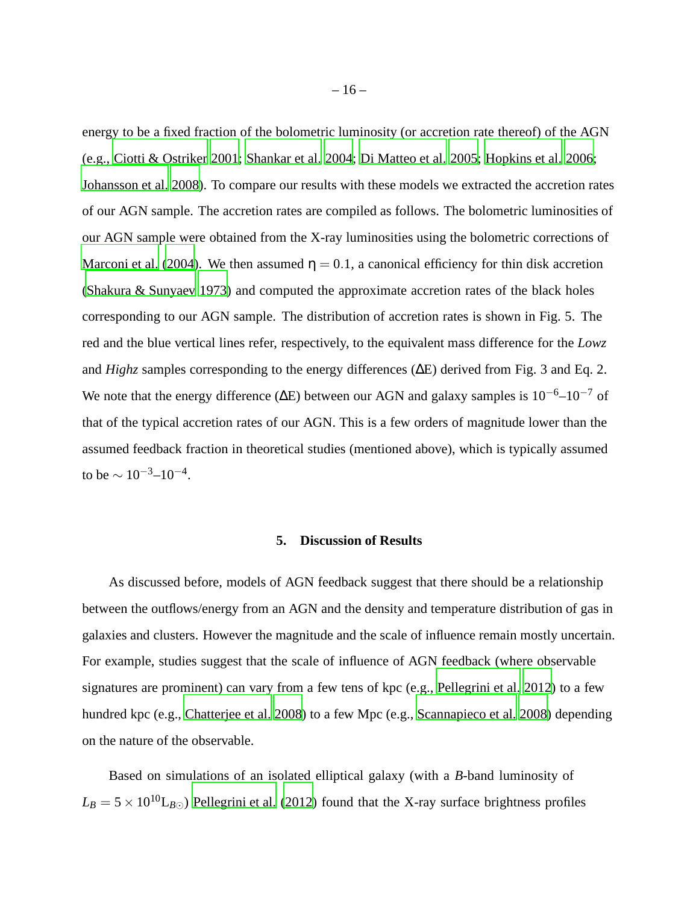energy to be a fixed fraction of the bolometric luminosity (or accretion rate thereof) of the AGN (e.g., Ciotti & Ostriker 2001; Shankar et al. 2004; Di Matteo et al. 2005; Hopkins et al. 2006; Johansson et al. 2008). To compare our results with these models we extracted the accretion rates of our AGN sample. The accretion rates are compiled as follows. The bolometric luminosities of our AGN sample were obtained from the X-ray luminosities using the bolometric corrections of Marconi et al. (2004). We then assumed $\eta = 0.1$, a canonical efficiency for thin disk accretion (Shakura & Sunyaev 1973) and computed the approximate accretion rates of the black holes corresponding to our AGN sample. The distribution of accretion rates is shown in Fig. 5. The red and the blue vertical lines refer, respectively, to the equivalent mass difference for the *Lowz* and *Highz* samples corresponding to the energy differences ($\Delta$E) derived from Fig. 3 and Eq. 2. We note that the energy difference ($\Delta$E) between our AGN and galaxy samples is $10^{-6}$–$10^{-7}$ of that of the typical accretion rates of our AGN. This is a few orders of magnitude lower than the assumed feedback fraction in theoretical studies (mentioned above), which is typically assumed to be $\sim 10^{-3}$–$10^{-4}$.

## 5. Discussion of Results

As discussed before, models of AGN feedback suggest that there should be a relationship between the outflows/energy from an AGN and the density and temperature distribution of gas in galaxies and clusters. However the magnitude and the scale of influence remain mostly uncertain. For example, studies suggest that the scale of influence of AGN feedback (where observable signatures are prominent) can vary from a few tens of kpc (e.g., Pellegrini et al. 2012) to a few hundred kpc (e.g., Chatterjee et al. 2008) to a few Mpc (e.g., Scannapieco et al. 2008) depending on the nature of the observable.

Based on simulations of an isolated elliptical galaxy (with a *B*-band luminosity of $L_B = 5 \times 10^{10} L_{B\odot}$) Pellegrini et al. (2012) found that the X-ray surface brightness profiles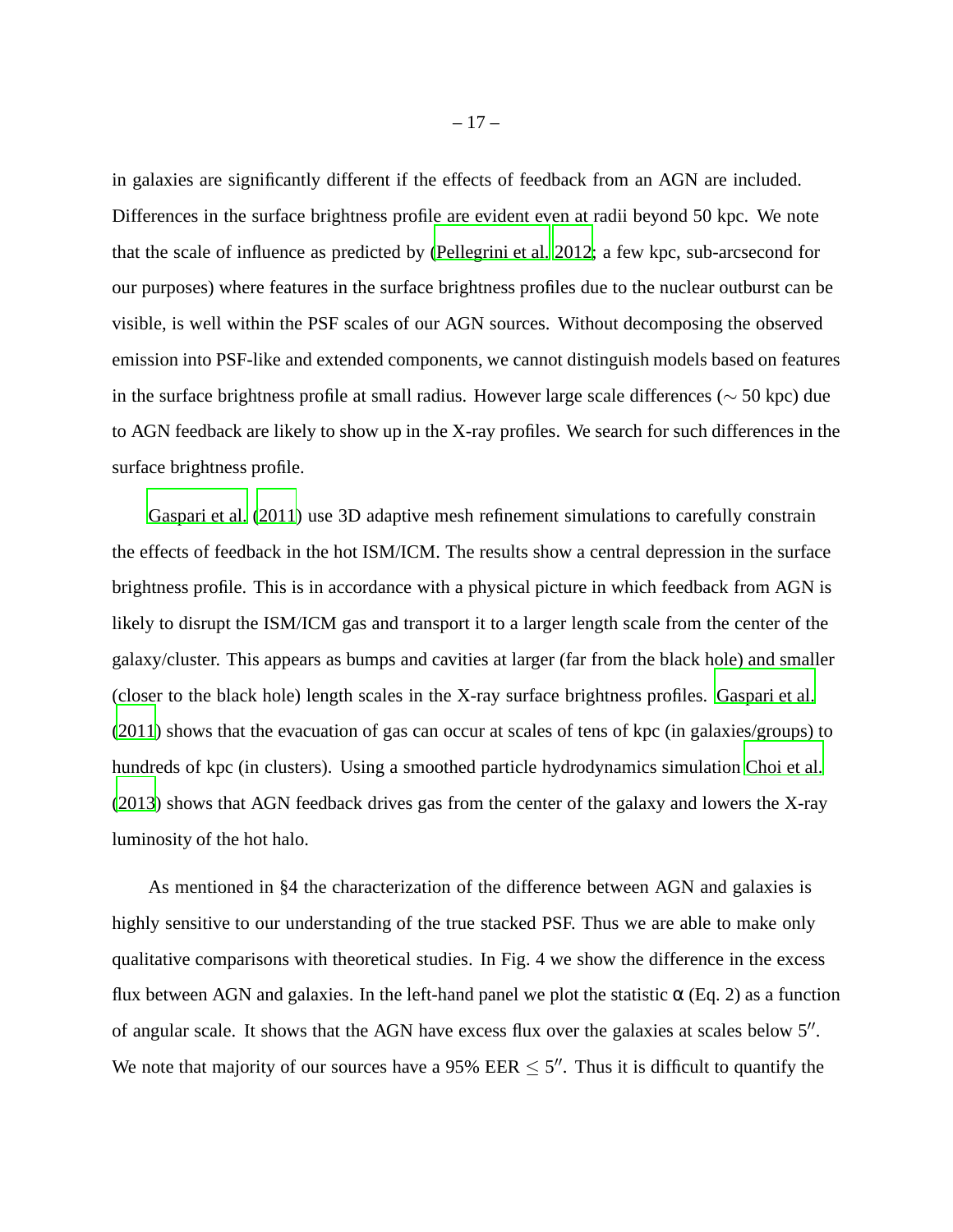in galaxies are significantly different if the effects of feedback from an AGN are included. Differences in the surface brightness profile are evident even at radii beyond 50 kpc. We note that the scale of influence as predicted by (Pellegrini et al. 2012; a few kpc, sub-arcsecond for our purposes) where features in the surface brightness profiles due to the nuclear outburst can be visible, is well within the PSF scales of our AGN sources. Without decomposing the observed emission into PSF-like and extended components, we cannot distinguish models based on features in the surface brightness profile at small radius. However large scale differences ($\sim$ 50 kpc) due to AGN feedback are likely to show up in the X-ray profiles. We search for such differences in the surface brightness profile.

Gaspari et al. (2011) use 3D adaptive mesh refinement simulations to carefully constrain the effects of feedback in the hot ISM/ICM. The results show a central depression in the surface brightness profile. This is in accordance with a physical picture in which feedback from AGN is likely to disrupt the ISM/ICM gas and transport it to a larger length scale from the center of the galaxy/cluster. This appears as bumps and cavities at larger (far from the black hole) and smaller (closer to the black hole) length scales in the X-ray surface brightness profiles. Gaspari et al. (2011) shows that the evacuation of gas can occur at scales of tens of kpc (in galaxies/groups) to hundreds of kpc (in clusters). Using a smoothed particle hydrodynamics simulation Choi et al. (2013) shows that AGN feedback drives gas from the center of the galaxy and lowers the X-ray luminosity of the hot halo.

As mentioned in §4 the characterization of the difference between AGN and galaxies is highly sensitive to our understanding of the true stacked PSF. Thus we are able to make only qualitative comparisons with theoretical studies. In Fig. 4 we show the difference in the excess flux between AGN and galaxies. In the left-hand panel we plot the statistic $\alpha$ (Eq. 2) as a function of angular scale. It shows that the AGN have excess flux over the galaxies at scales below $5''$. We note that majority of our sources have a 95% EER $\leq 5''$. Thus it is difficult to quantify the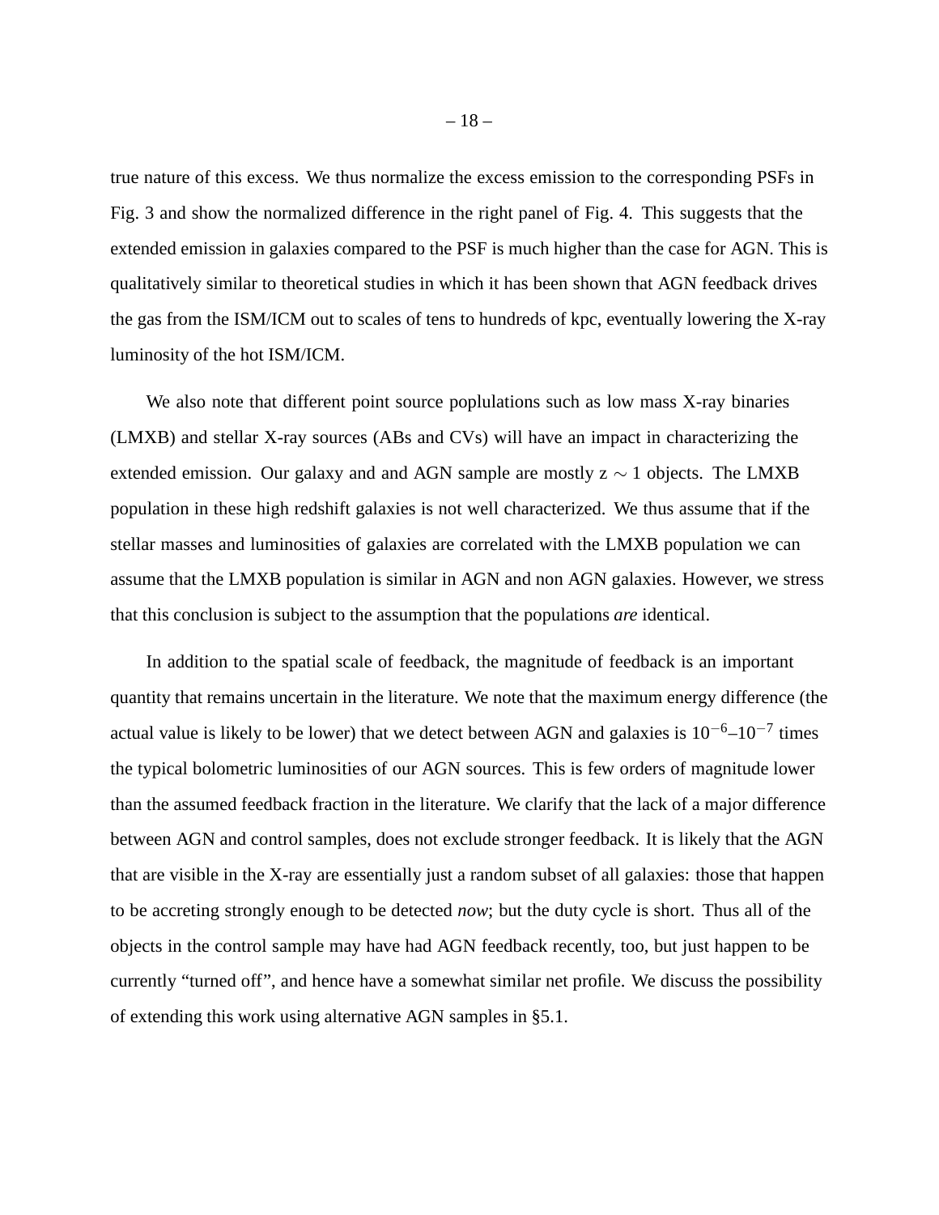true nature of this excess. We thus normalize the excess emission to the corresponding PSFs in Fig. 3 and show the normalized difference in the right panel of Fig. 4. This suggests that the extended emission in galaxies compared to the PSF is much higher than the case for AGN. This is qualitatively similar to theoretical studies in which it has been shown that AGN feedback drives the gas from the ISM/ICM out to scales of tens to hundreds of kpc, eventually lowering the X-ray luminosity of the hot ISM/ICM.

We also note that different point source poplulations such as low mass X-ray binaries (LMXB) and stellar X-ray sources (ABs and CVs) will have an impact in characterizing the extended emission. Our galaxy and and AGN sample are mostly z $\sim$ 1 objects. The LMXB population in these high redshift galaxies is not well characterized. We thus assume that if the stellar masses and luminosities of galaxies are correlated with the LMXB population we can assume that the LMXB population is similar in AGN and non AGN galaxies. However, we stress that this conclusion is subject to the assumption that the populations *are* identical.

In addition to the spatial scale of feedback, the magnitude of feedback is an important quantity that remains uncertain in the literature. We note that the maximum energy difference (the actual value is likely to be lower) that we detect between AGN and galaxies is $10^{-6}$–$10^{-7}$ times the typical bolometric luminosities of our AGN sources. This is few orders of magnitude lower than the assumed feedback fraction in the literature. We clarify that the lack of a major difference between AGN and control samples, does not exclude stronger feedback. It is likely that the AGN that are visible in the X-ray are essentially just a random subset of all galaxies: those that happen to be accreting strongly enough to be detected *now*; but the duty cycle is short. Thus all of the objects in the control sample may have had AGN feedback recently, too, but just happen to be currently "turned off", and hence have a somewhat similar net profile. We discuss the possibility of extending this work using alternative AGN samples in §5.1.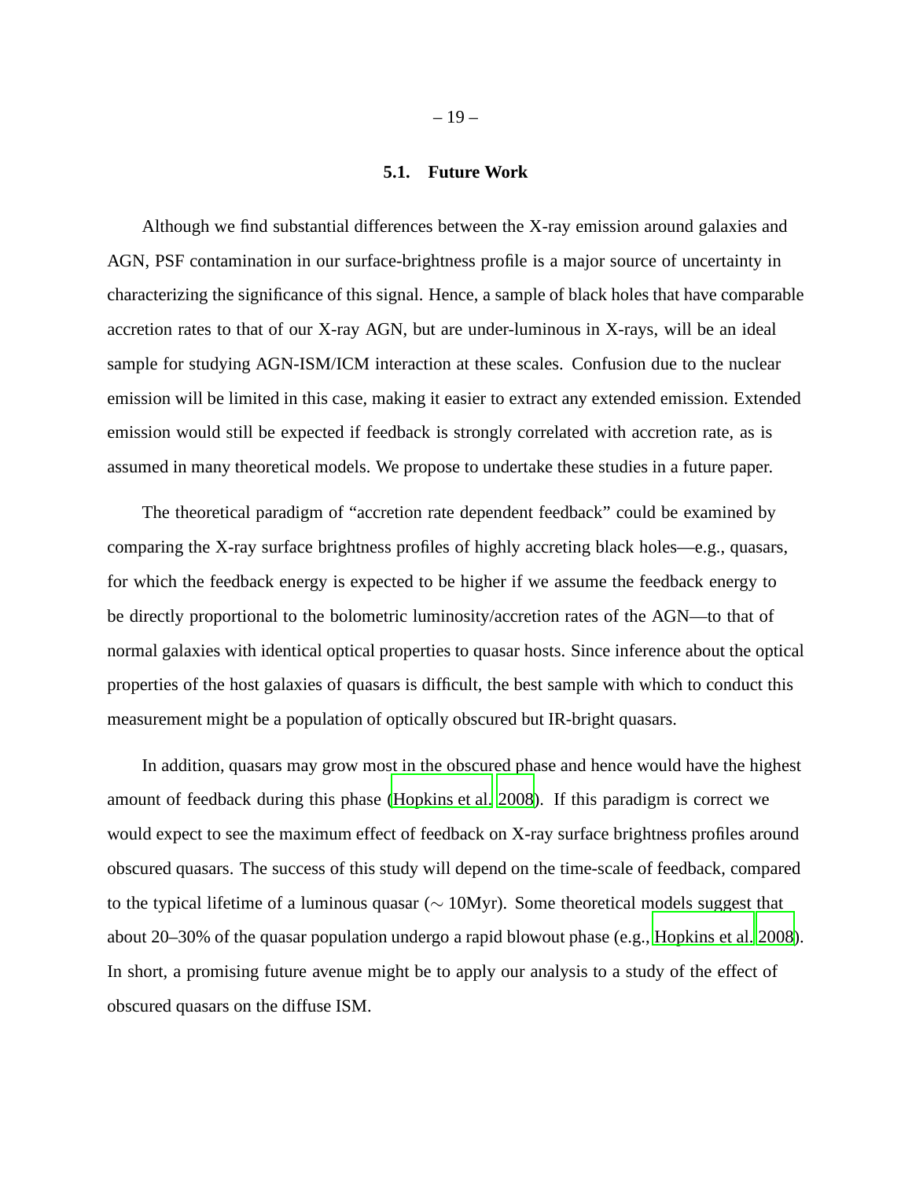### 5.1. Future Work

Although we find substantial differences between the X-ray emission around galaxies and AGN, PSF contamination in our surface-brightness profile is a major source of uncertainty in characterizing the significance of this signal. Hence, a sample of black holes that have comparable accretion rates to that of our X-ray AGN, but are under-luminous in X-rays, will be an ideal sample for studying AGN-ISM/ICM interaction at these scales. Confusion due to the nuclear emission will be limited in this case, making it easier to extract any extended emission. Extended emission would still be expected if feedback is strongly correlated with accretion rate, as is assumed in many theoretical models. We propose to undertake these studies in a future paper.

The theoretical paradigm of "accretion rate dependent feedback" could be examined by comparing the X-ray surface brightness profiles of highly accreting black holes—e.g., quasars, for which the feedback energy is expected to be higher if we assume the feedback energy to be directly proportional to the bolometric luminosity/accretion rates of the AGN—to that of normal galaxies with identical optical properties to quasar hosts. Since inference about the optical properties of the host galaxies of quasars is difficult, the best sample with which to conduct this measurement might be a population of optically obscured but IR-bright quasars.

In addition, quasars may grow most in the obscured phase and hence would have the highest amount of feedback during this phase (Hopkins et al. 2008). If this paradigm is correct we would expect to see the maximum effect of feedback on X-ray surface brightness profiles around obscured quasars. The success of this study will depend on the time-scale of feedback, compared to the typical lifetime of a luminous quasar ($\sim$ 10Myr). Some theoretical models suggest that about 20–30% of the quasar population undergo a rapid blowout phase (e.g., Hopkins et al. 2008). In short, a promising future avenue might be to apply our analysis to a study of the effect of obscured quasars on the diffuse ISM.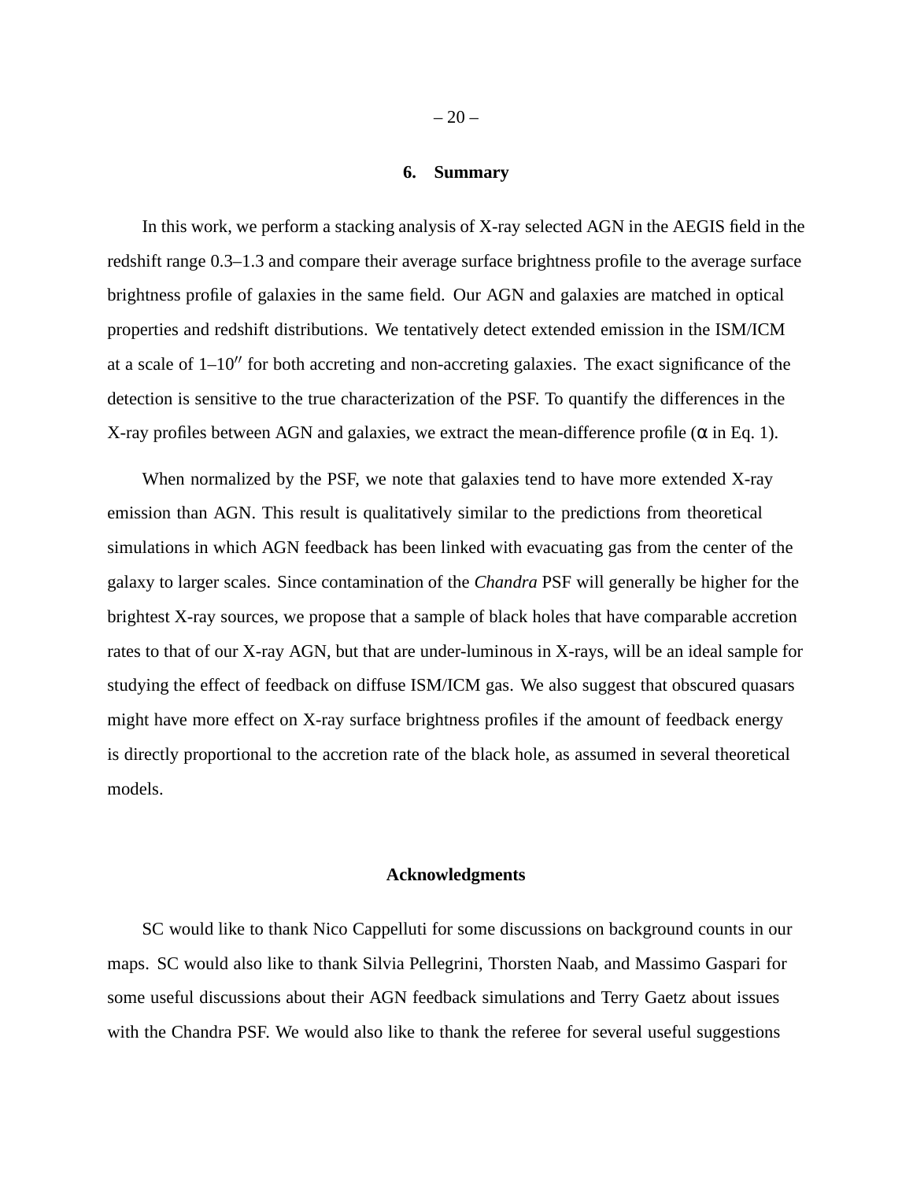## 6. Summary

In this work, we perform a stacking analysis of X-ray selected AGN in the AEGIS field in the redshift range 0.3–1.3 and compare their average surface brightness profile to the average surface brightness profile of galaxies in the same field. Our AGN and galaxies are matched in optical properties and redshift distributions. We tentatively detect extended emission in the ISM/ICM at a scale of 1–10″ for both accreting and non-accreting galaxies. The exact significance of the detection is sensitive to the true characterization of the PSF. To quantify the differences in the X-ray profiles between AGN and galaxies, we extract the mean-difference profile ($\alpha$ in Eq. 1).

When normalized by the PSF, we note that galaxies tend to have more extended X-ray emission than AGN. This result is qualitatively similar to the predictions from theoretical simulations in which AGN feedback has been linked with evacuating gas from the center of the galaxy to larger scales. Since contamination of the *Chandra* PSF will generally be higher for the brightest X-ray sources, we propose that a sample of black holes that have comparable accretion rates to that of our X-ray AGN, but that are under-luminous in X-rays, will be an ideal sample for studying the effect of feedback on diffuse ISM/ICM gas. We also suggest that obscured quasars might have more effect on X-ray surface brightness profiles if the amount of feedback energy is directly proportional to the accretion rate of the black hole, as assumed in several theoretical models.

### Acknowledgments

SC would like to thank Nico Cappelluti for some discussions on background counts in our maps. SC would also like to thank Silvia Pellegrini, Thorsten Naab, and Massimo Gaspari for some useful discussions about their AGN feedback simulations and Terry Gaetz about issues with the Chandra PSF. We would also like to thank the referee for several useful suggestions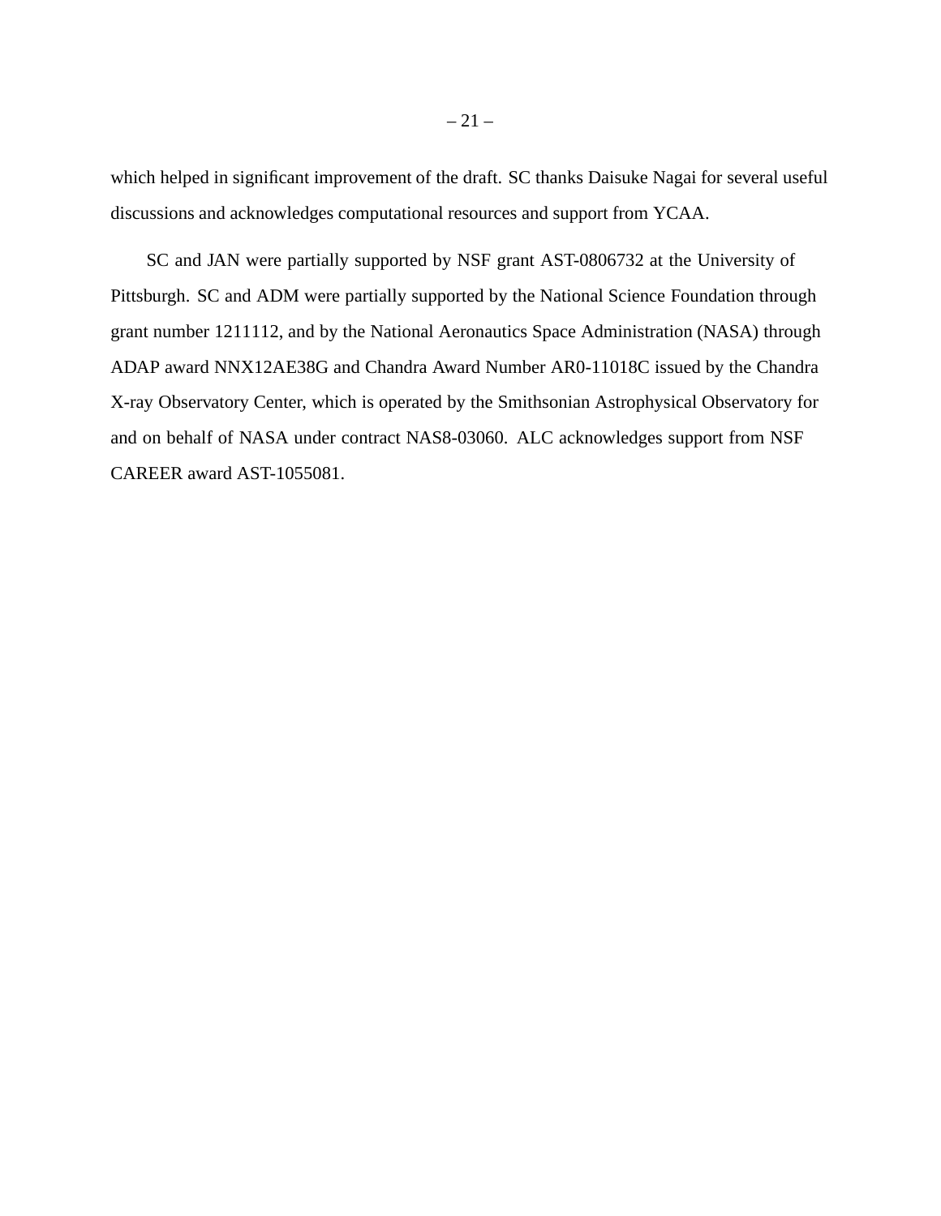which helped in significant improvement of the draft. SC thanks Daisuke Nagai for several useful discussions and acknowledges computational resources and support from YCAA.

SC and JAN were partially supported by NSF grant AST-0806732 at the University of Pittsburgh. SC and ADM were partially supported by the National Science Foundation through grant number 1211112, and by the National Aeronautics Space Administration (NASA) through ADAP award NNX12AE38G and Chandra Award Number AR0-11018C issued by the Chandra X-ray Observatory Center, which is operated by the Smithsonian Astrophysical Observatory for and on behalf of NASA under contract NAS8-03060. ALC acknowledges support from NSF CAREER award AST-1055081.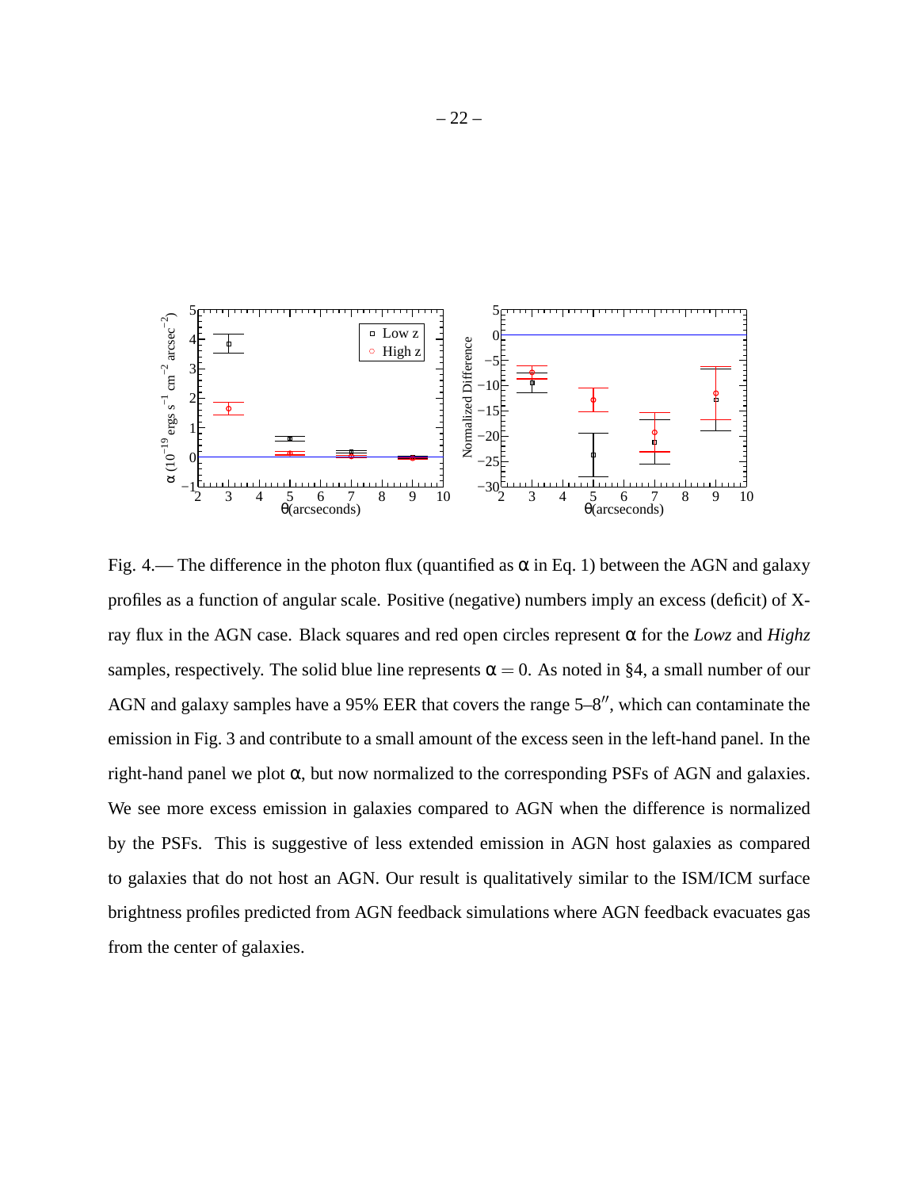α ($10^{-19}$ ergs s$^{-1}$ cm$^{-2}$ arcsec$^{-2}$)

5
4
3
2
1
0
−1

2 3 4 5 6 7 8 9 10

θ(arcseconds)

Low z
High z

Normalized Difference

5
0
−5
−10
−15
−20
−25
−30

2 3 4 5 6 7 8 9 10

θ(arcseconds)

Fig. 4.— The difference in the photon flux (quantified as $\alpha$ in Eq. 1) between the AGN and galaxy profiles as a function of angular scale. Positive (negative) numbers imply an excess (deficit) of X-ray flux in the AGN case. Black squares and red open circles represent $\alpha$ for the *Lowz* and *Highz* samples, respectively. The solid blue line represents $\alpha = 0$. As noted in §4, a small number of our AGN and galaxy samples have a 95% EER that covers the range 5–8″, which can contaminate the emission in Fig. 3 and contribute to a small amount of the excess seen in the left-hand panel. In the right-hand panel we plot $\alpha$, but now normalized to the corresponding PSFs of AGN and galaxies. We see more excess emission in galaxies compared to AGN when the difference is normalized by the PSFs. This is suggestive of less extended emission in AGN host galaxies as compared to galaxies that do not host an AGN. Our result is qualitatively similar to the ISM/ICM surface brightness profiles predicted from AGN feedback simulations where AGN feedback evacuates gas from the center of galaxies.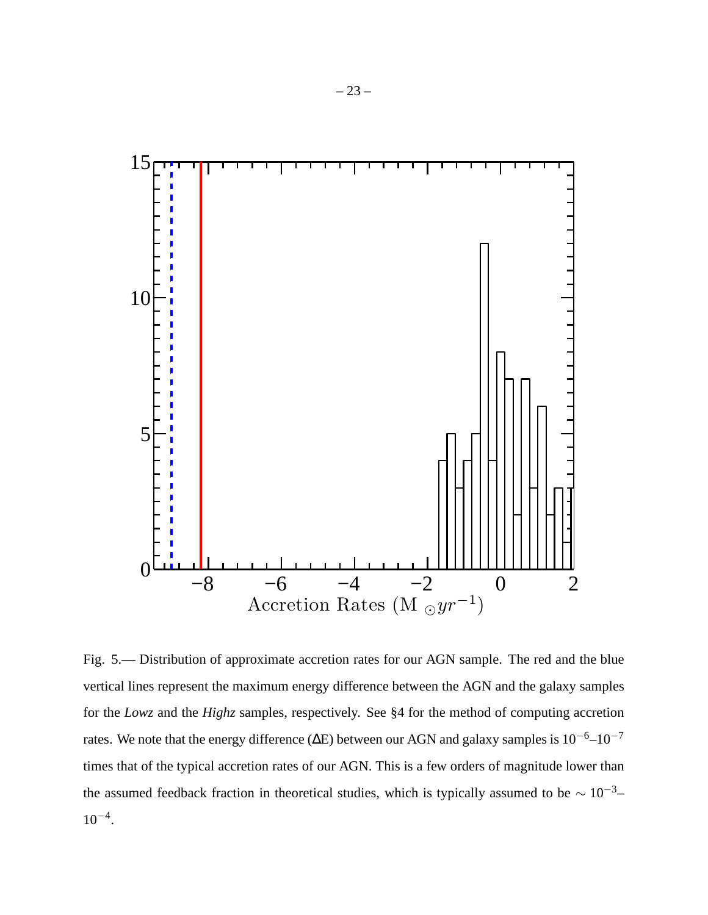15

10

5

0

−8

−6

−4

−2

0

2

Accretion Rates (M $_{\odot} yr^{-1}$)

Fig. 5.— Distribution of approximate accretion rates for our AGN sample. The red and the blue vertical lines represent the maximum energy difference between the AGN and the galaxy samples for the *Lowz* and the *Highz* samples, respectively. See §4 for the method of computing accretion rates. We note that the energy difference ($\Delta$E) between our AGN and galaxy samples is $10^{-6}$–$10^{-7}$ times that of the typical accretion rates of our AGN. This is a few orders of magnitude lower than the assumed feedback fraction in theoretical studies, which is typically assumed to be $\sim 10^{-3}$–$10^{-4}$.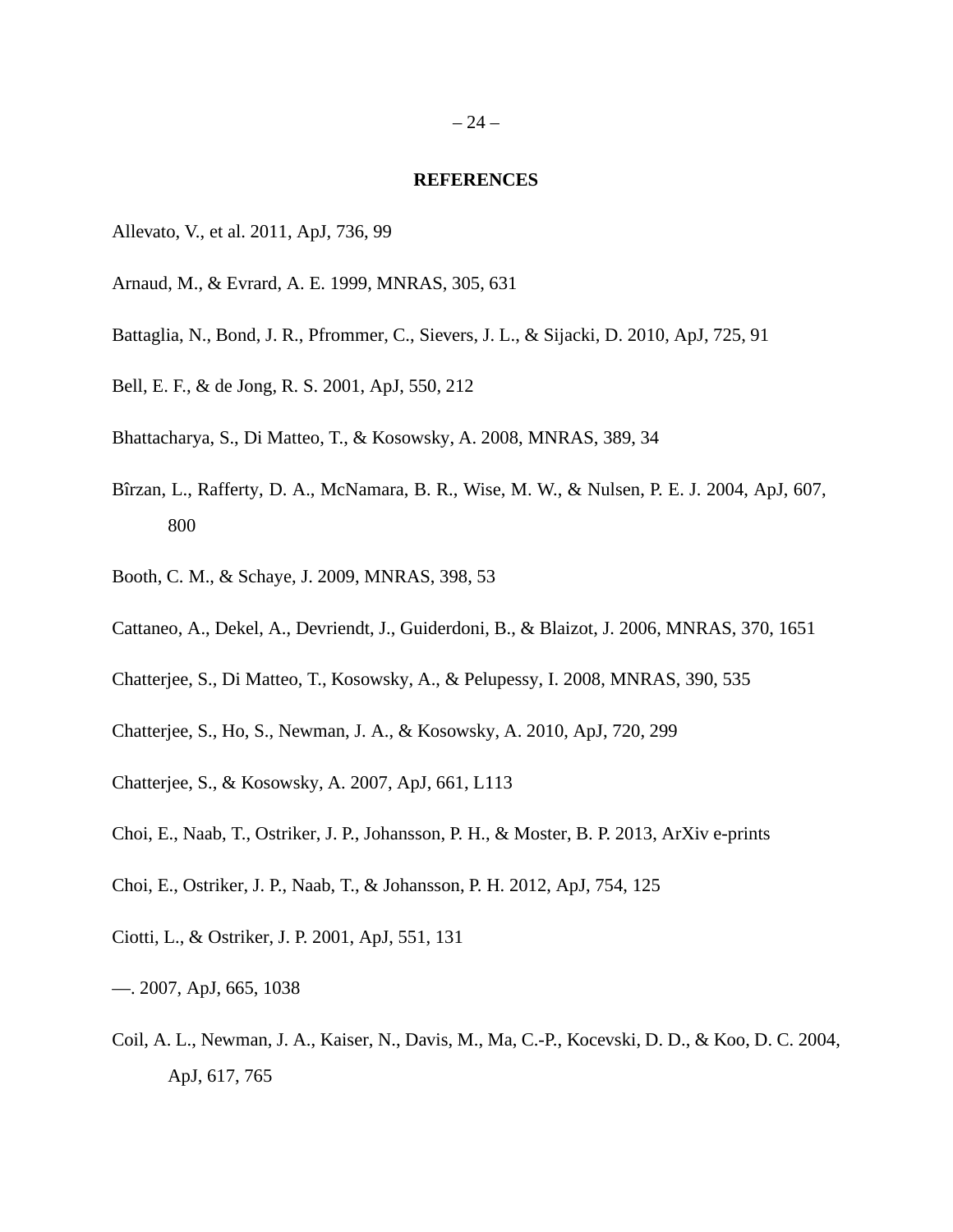## REFERENCES

Allevato, V., et al. 2011, ApJ, 736, 99

Arnaud, M., & Evrard, A. E. 1999, MNRAS, 305, 631

Battaglia, N., Bond, J. R., Pfrommer, C., Sievers, J. L., & Sijacki, D. 2010, ApJ, 725, 91

Bell, E. F., & de Jong, R. S. 2001, ApJ, 550, 212

Bhattacharya, S., Di Matteo, T., & Kosowsky, A. 2008, MNRAS, 389, 34

Bîrzan, L., Rafferty, D. A., McNamara, B. R., Wise, M. W., & Nulsen, P. E. J. 2004, ApJ, 607, 800

Booth, C. M., & Schaye, J. 2009, MNRAS, 398, 53

Cattaneo, A., Dekel, A., Devriendt, J., Guiderdoni, B., & Blaizot, J. 2006, MNRAS, 370, 1651

Chatterjee, S., Di Matteo, T., Kosowsky, A., & Pelupessy, I. 2008, MNRAS, 390, 535

Chatterjee, S., Ho, S., Newman, J. A., & Kosowsky, A. 2010, ApJ, 720, 299

Chatterjee, S., & Kosowsky, A. 2007, ApJ, 661, L113

Choi, E., Naab, T., Ostriker, J. P., Johansson, P. H., & Moster, B. P. 2013, ArXiv e-prints

Choi, E., Ostriker, J. P., Naab, T., & Johansson, P. H. 2012, ApJ, 754, 125

Ciotti, L., & Ostriker, J. P. 2001, ApJ, 551, 131

—. 2007, ApJ, 665, 1038

Coil, A. L., Newman, J. A., Kaiser, N., Davis, M., Ma, C.-P., Kocevski, D. D., & Koo, D. C. 2004, ApJ, 617, 765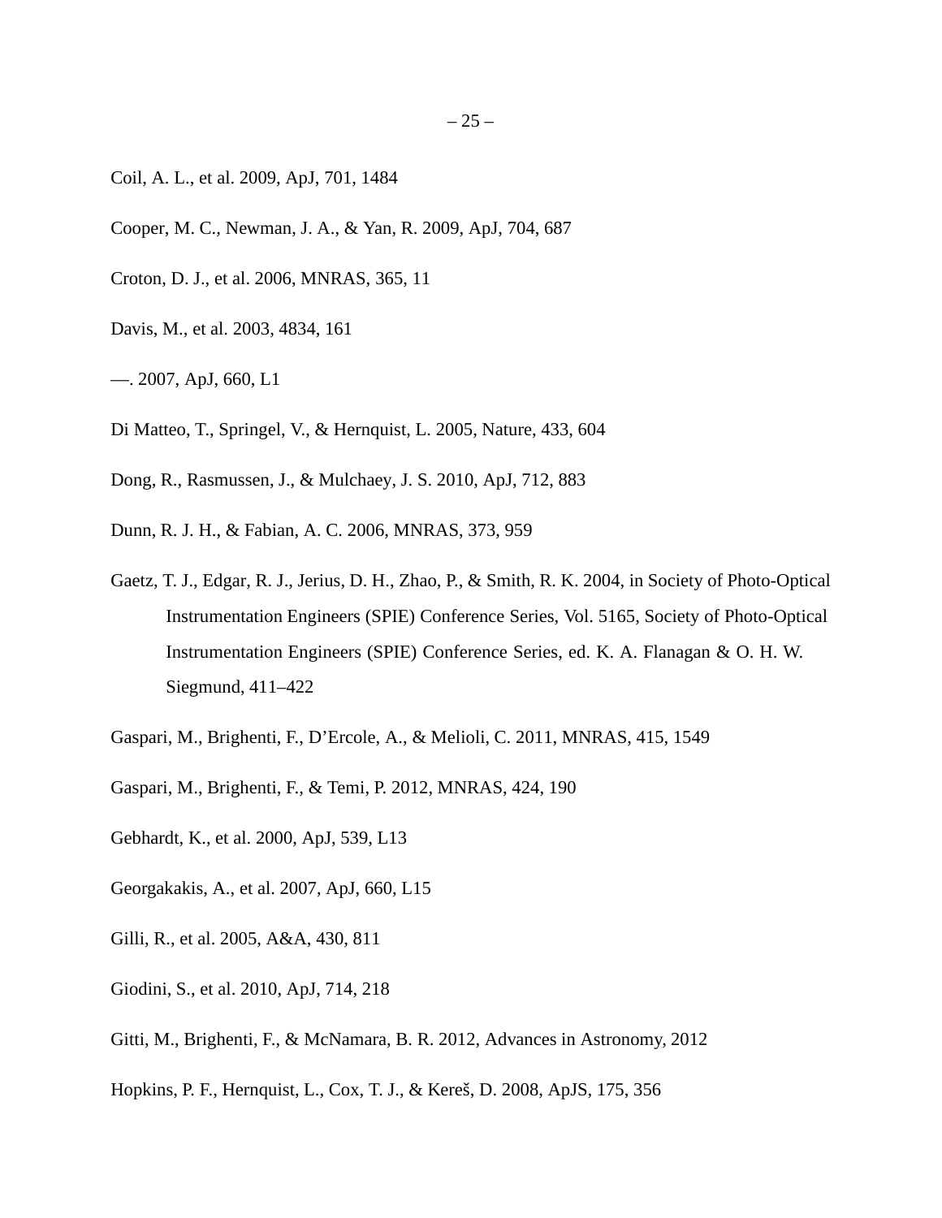Coil, A. L., et al. 2009, ApJ, 701, 1484

Cooper, M. C., Newman, J. A., & Yan, R. 2009, ApJ, 704, 687

Croton, D. J., et al. 2006, MNRAS, 365, 11

Davis, M., et al. 2003, 4834, 161

—. 2007, ApJ, 660, L1

Di Matteo, T., Springel, V., & Hernquist, L. 2005, Nature, 433, 604

Dong, R., Rasmussen, J., & Mulchaey, J. S. 2010, ApJ, 712, 883

Dunn, R. J. H., & Fabian, A. C. 2006, MNRAS, 373, 959

Gaetz, T. J., Edgar, R. J., Jerius, D. H., Zhao, P., & Smith, R. K. 2004, in Society of Photo-Optical Instrumentation Engineers (SPIE) Conference Series, Vol. 5165, Society of Photo-Optical Instrumentation Engineers (SPIE) Conference Series, ed. K. A. Flanagan & O. H. W. Siegmund, 411–422

Gaspari, M., Brighenti, F., D'Ercole, A., & Melioli, C. 2011, MNRAS, 415, 1549

Gaspari, M., Brighenti, F., & Temi, P. 2012, MNRAS, 424, 190

Gebhardt, K., et al. 2000, ApJ, 539, L13

Georgakakis, A., et al. 2007, ApJ, 660, L15

Gilli, R., et al. 2005, A&A, 430, 811

Giodini, S., et al. 2010, ApJ, 714, 218

Gitti, M., Brighenti, F., & McNamara, B. R. 2012, Advances in Astronomy, 2012

Hopkins, P. F., Hernquist, L., Cox, T. J., & Kereš, D. 2008, ApJS, 175, 356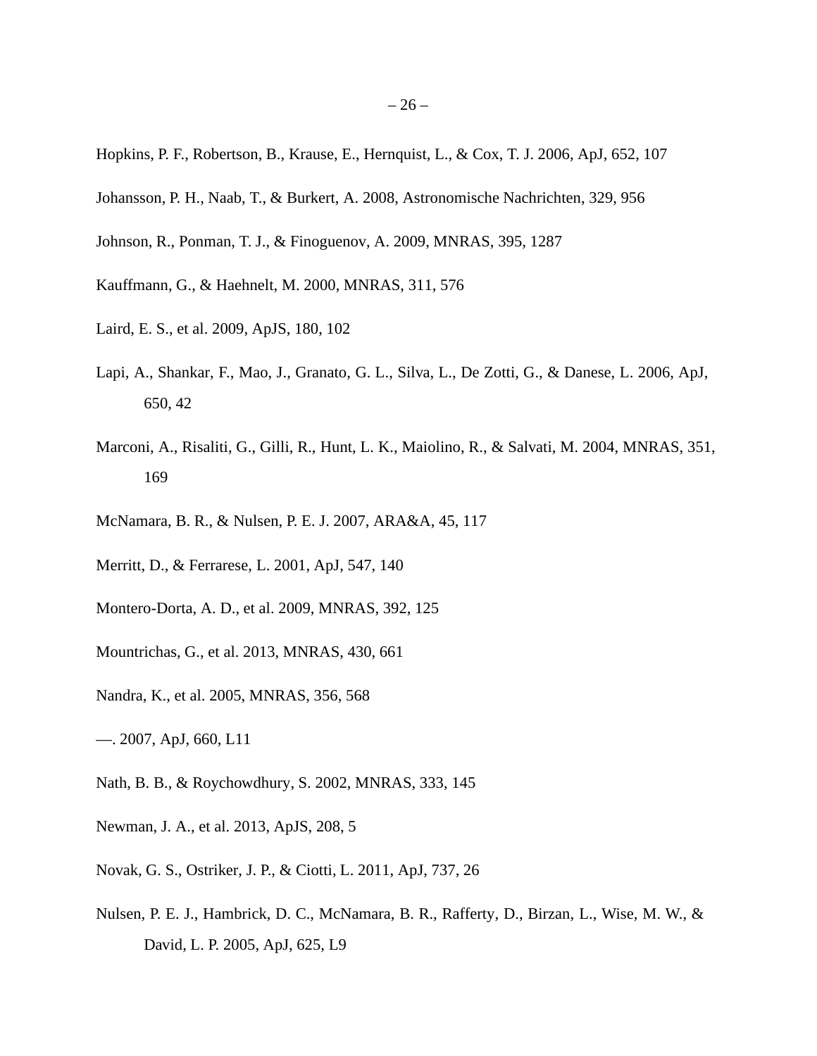Hopkins, P. F., Robertson, B., Krause, E., Hernquist, L., & Cox, T. J. 2006, ApJ, 652, 107

Johansson, P. H., Naab, T., & Burkert, A. 2008, Astronomische Nachrichten, 329, 956

Johnson, R., Ponman, T. J., & Finoguenov, A. 2009, MNRAS, 395, 1287

Kauffmann, G., & Haehnelt, M. 2000, MNRAS, 311, 576

Laird, E. S., et al. 2009, ApJS, 180, 102

Lapi, A., Shankar, F., Mao, J., Granato, G. L., Silva, L., De Zotti, G., & Danese, L. 2006, ApJ, 650, 42

Marconi, A., Risaliti, G., Gilli, R., Hunt, L. K., Maiolino, R., & Salvati, M. 2004, MNRAS, 351, 169

McNamara, B. R., & Nulsen, P. E. J. 2007, ARA&A, 45, 117

Merritt, D., & Ferrarese, L. 2001, ApJ, 547, 140

Montero-Dorta, A. D., et al. 2009, MNRAS, 392, 125

Mountrichas, G., et al. 2013, MNRAS, 430, 661

Nandra, K., et al. 2005, MNRAS, 356, 568

—. 2007, ApJ, 660, L11

Nath, B. B., & Roychowdhury, S. 2002, MNRAS, 333, 145

Newman, J. A., et al. 2013, ApJS, 208, 5

Novak, G. S., Ostriker, J. P., & Ciotti, L. 2011, ApJ, 737, 26

Nulsen, P. E. J., Hambrick, D. C., McNamara, B. R., Rafferty, D., Birzan, L., Wise, M. W., & David, L. P. 2005, ApJ, 625, L9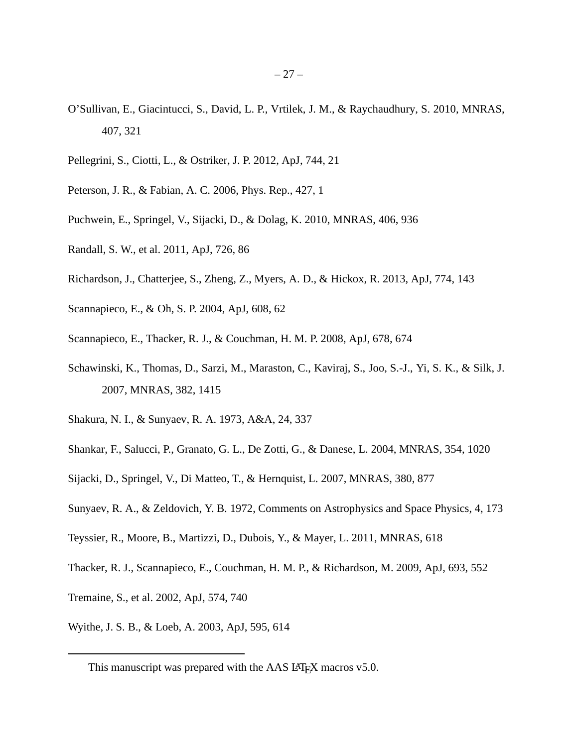O'Sullivan, E., Giacintucci, S., David, L. P., Vrtilek, J. M., & Raychaudhury, S. 2010, MNRAS, 407, 321

Pellegrini, S., Ciotti, L., & Ostriker, J. P. 2012, ApJ, 744, 21

Peterson, J. R., & Fabian, A. C. 2006, Phys. Rep., 427, 1

Puchwein, E., Springel, V., Sijacki, D., & Dolag, K. 2010, MNRAS, 406, 936

Randall, S. W., et al. 2011, ApJ, 726, 86

Richardson, J., Chatterjee, S., Zheng, Z., Myers, A. D., & Hickox, R. 2013, ApJ, 774, 143

Scannapieco, E., & Oh, S. P. 2004, ApJ, 608, 62

Scannapieco, E., Thacker, R. J., & Couchman, H. M. P. 2008, ApJ, 678, 674

Schawinski, K., Thomas, D., Sarzi, M., Maraston, C., Kaviraj, S., Joo, S.-J., Yi, S. K., & Silk, J. 2007, MNRAS, 382, 1415

Shakura, N. I., & Sunyaev, R. A. 1973, A&A, 24, 337

Shankar, F., Salucci, P., Granato, G. L., De Zotti, G., & Danese, L. 2004, MNRAS, 354, 1020

Sijacki, D., Springel, V., Di Matteo, T., & Hernquist, L. 2007, MNRAS, 380, 877

Sunyaev, R. A., & Zeldovich, Y. B. 1972, Comments on Astrophysics and Space Physics, 4, 173

Teyssier, R., Moore, B., Martizzi, D., Dubois, Y., & Mayer, L. 2011, MNRAS, 618

Thacker, R. J., Scannapieco, E., Couchman, H. M. P., & Richardson, M. 2009, ApJ, 693, 552

Tremaine, S., et al. 2002, ApJ, 574, 740

Wyithe, J. S. B., & Loeb, A. 2003, ApJ, 595, 614

---

This manuscript was prepared with the AAS LaTeX macros v5.0.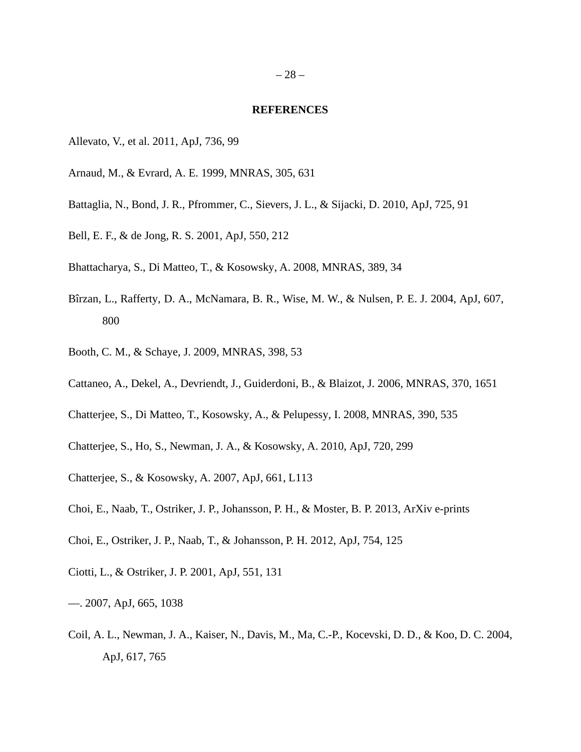## REFERENCES

Allevato, V., et al. 2011, ApJ, 736, 99

Arnaud, M., & Evrard, A. E. 1999, MNRAS, 305, 631

Battaglia, N., Bond, J. R., Pfrommer, C., Sievers, J. L., & Sijacki, D. 2010, ApJ, 725, 91

Bell, E. F., & de Jong, R. S. 2001, ApJ, 550, 212

Bhattacharya, S., Di Matteo, T., & Kosowsky, A. 2008, MNRAS, 389, 34

Bîrzan, L., Rafferty, D. A., McNamara, B. R., Wise, M. W., & Nulsen, P. E. J. 2004, ApJ, 607, 800

Booth, C. M., & Schaye, J. 2009, MNRAS, 398, 53

Cattaneo, A., Dekel, A., Devriendt, J., Guiderdoni, B., & Blaizot, J. 2006, MNRAS, 370, 1651

Chatterjee, S., Di Matteo, T., Kosowsky, A., & Pelupessy, I. 2008, MNRAS, 390, 535

Chatterjee, S., Ho, S., Newman, J. A., & Kosowsky, A. 2010, ApJ, 720, 299

Chatterjee, S., & Kosowsky, A. 2007, ApJ, 661, L113

Choi, E., Naab, T., Ostriker, J. P., Johansson, P. H., & Moster, B. P. 2013, ArXiv e-prints

Choi, E., Ostriker, J. P., Naab, T., & Johansson, P. H. 2012, ApJ, 754, 125

Ciotti, L., & Ostriker, J. P. 2001, ApJ, 551, 131

—. 2007, ApJ, 665, 1038

Coil, A. L., Newman, J. A., Kaiser, N., Davis, M., Ma, C.-P., Kocevski, D. D., & Koo, D. C. 2004, ApJ, 617, 765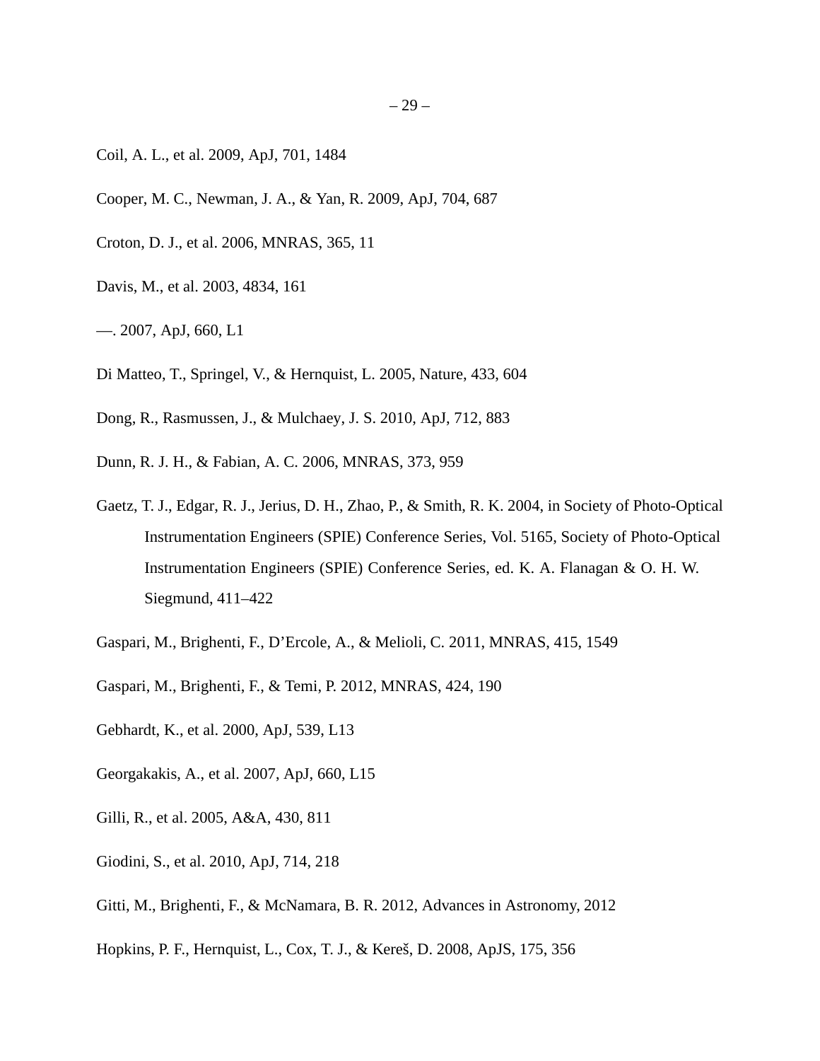Coil, A. L., et al. 2009, ApJ, 701, 1484

Cooper, M. C., Newman, J. A., & Yan, R. 2009, ApJ, 704, 687

Croton, D. J., et al. 2006, MNRAS, 365, 11

Davis, M., et al. 2003, 4834, 161

—. 2007, ApJ, 660, L1

Di Matteo, T., Springel, V., & Hernquist, L. 2005, Nature, 433, 604

Dong, R., Rasmussen, J., & Mulchaey, J. S. 2010, ApJ, 712, 883

Dunn, R. J. H., & Fabian, A. C. 2006, MNRAS, 373, 959

Gaetz, T. J., Edgar, R. J., Jerius, D. H., Zhao, P., & Smith, R. K. 2004, in Society of Photo-Optical Instrumentation Engineers (SPIE) Conference Series, Vol. 5165, Society of Photo-Optical Instrumentation Engineers (SPIE) Conference Series, ed. K. A. Flanagan & O. H. W. Siegmund, 411–422

Gaspari, M., Brighenti, F., D'Ercole, A., & Melioli, C. 2011, MNRAS, 415, 1549

Gaspari, M., Brighenti, F., & Temi, P. 2012, MNRAS, 424, 190

Gebhardt, K., et al. 2000, ApJ, 539, L13

Georgakakis, A., et al. 2007, ApJ, 660, L15

Gilli, R., et al. 2005, A&A, 430, 811

Giodini, S., et al. 2010, ApJ, 714, 218

Gitti, M., Brighenti, F., & McNamara, B. R. 2012, Advances in Astronomy, 2012

Hopkins, P. F., Hernquist, L., Cox, T. J., & Kereš, D. 2008, ApJS, 175, 356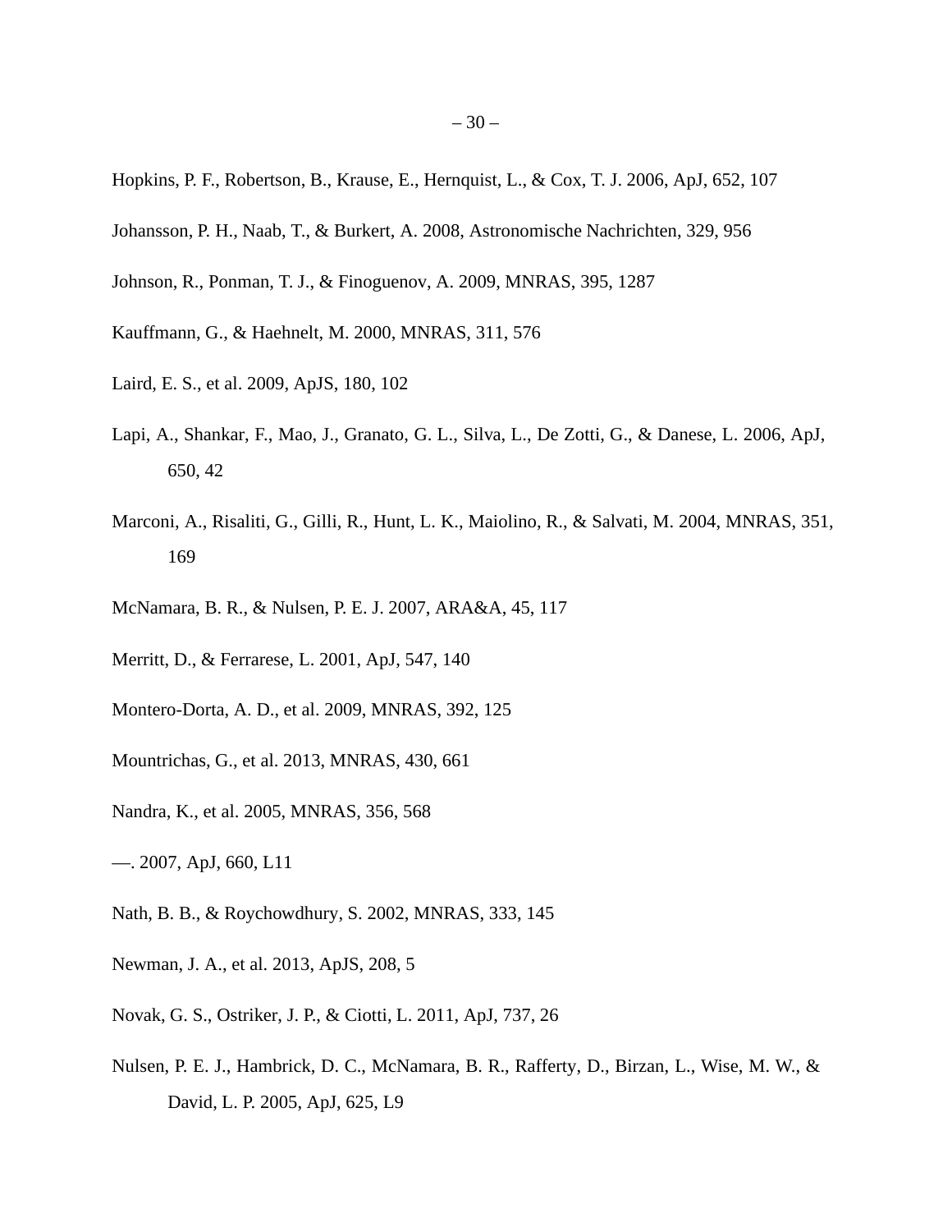Hopkins, P. F., Robertson, B., Krause, E., Hernquist, L., & Cox, T. J. 2006, ApJ, 652, 107

Johansson, P. H., Naab, T., & Burkert, A. 2008, Astronomische Nachrichten, 329, 956

Johnson, R., Ponman, T. J., & Finoguenov, A. 2009, MNRAS, 395, 1287

Kauffmann, G., & Haehnelt, M. 2000, MNRAS, 311, 576

Laird, E. S., et al. 2009, ApJS, 180, 102

Lapi, A., Shankar, F., Mao, J., Granato, G. L., Silva, L., De Zotti, G., & Danese, L. 2006, ApJ, 650, 42

Marconi, A., Risaliti, G., Gilli, R., Hunt, L. K., Maiolino, R., & Salvati, M. 2004, MNRAS, 351, 169

McNamara, B. R., & Nulsen, P. E. J. 2007, ARA&A, 45, 117

Merritt, D., & Ferrarese, L. 2001, ApJ, 547, 140

Montero-Dorta, A. D., et al. 2009, MNRAS, 392, 125

Mountrichas, G., et al. 2013, MNRAS, 430, 661

Nandra, K., et al. 2005, MNRAS, 356, 568

—. 2007, ApJ, 660, L11

Nath, B. B., & Roychowdhury, S. 2002, MNRAS, 333, 145

Newman, J. A., et al. 2013, ApJS, 208, 5

Novak, G. S., Ostriker, J. P., & Ciotti, L. 2011, ApJ, 737, 26

Nulsen, P. E. J., Hambrick, D. C., McNamara, B. R., Rafferty, D., Birzan, L., Wise, M. W., & David, L. P. 2005, ApJ, 625, L9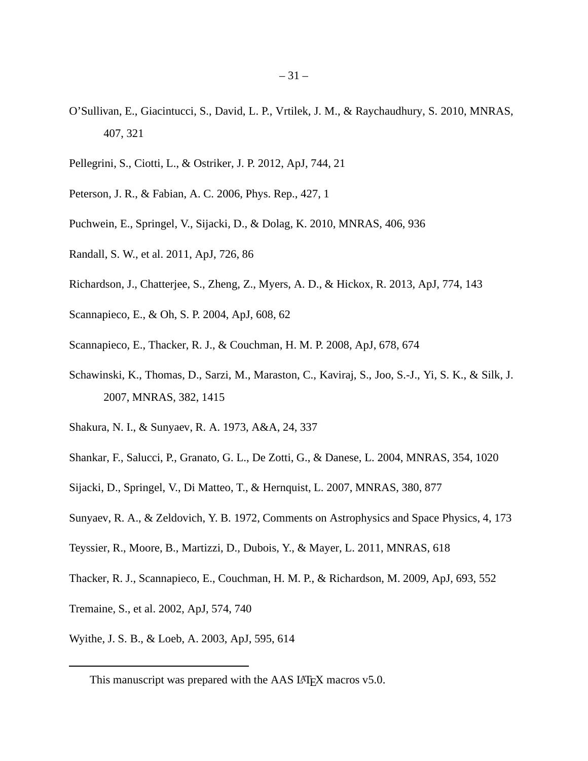O'Sullivan, E., Giacintucci, S., David, L. P., Vrtilek, J. M., & Raychaudhury, S. 2010, MNRAS, 407, 321

Pellegrini, S., Ciotti, L., & Ostriker, J. P. 2012, ApJ, 744, 21

Peterson, J. R., & Fabian, A. C. 2006, Phys. Rep., 427, 1

Puchwein, E., Springel, V., Sijacki, D., & Dolag, K. 2010, MNRAS, 406, 936

Randall, S. W., et al. 2011, ApJ, 726, 86

Richardson, J., Chatterjee, S., Zheng, Z., Myers, A. D., & Hickox, R. 2013, ApJ, 774, 143

Scannapieco, E., & Oh, S. P. 2004, ApJ, 608, 62

Scannapieco, E., Thacker, R. J., & Couchman, H. M. P. 2008, ApJ, 678, 674

Schawinski, K., Thomas, D., Sarzi, M., Maraston, C., Kaviraj, S., Joo, S.-J., Yi, S. K., & Silk, J. 2007, MNRAS, 382, 1415

Shakura, N. I., & Sunyaev, R. A. 1973, A&A, 24, 337

Shankar, F., Salucci, P., Granato, G. L., De Zotti, G., & Danese, L. 2004, MNRAS, 354, 1020

Sijacki, D., Springel, V., Di Matteo, T., & Hernquist, L. 2007, MNRAS, 380, 877

Sunyaev, R. A., & Zeldovich, Y. B. 1972, Comments on Astrophysics and Space Physics, 4, 173

Teyssier, R., Moore, B., Martizzi, D., Dubois, Y., & Mayer, L. 2011, MNRAS, 618

Thacker, R. J., Scannapieco, E., Couchman, H. M. P., & Richardson, M. 2009, ApJ, 693, 552

Tremaine, S., et al. 2002, ApJ, 574, 740

Wyithe, J. S. B., & Loeb, A. 2003, ApJ, 595, 614

---

This manuscript was prepared with the AAS LaTeX macros v5.0.